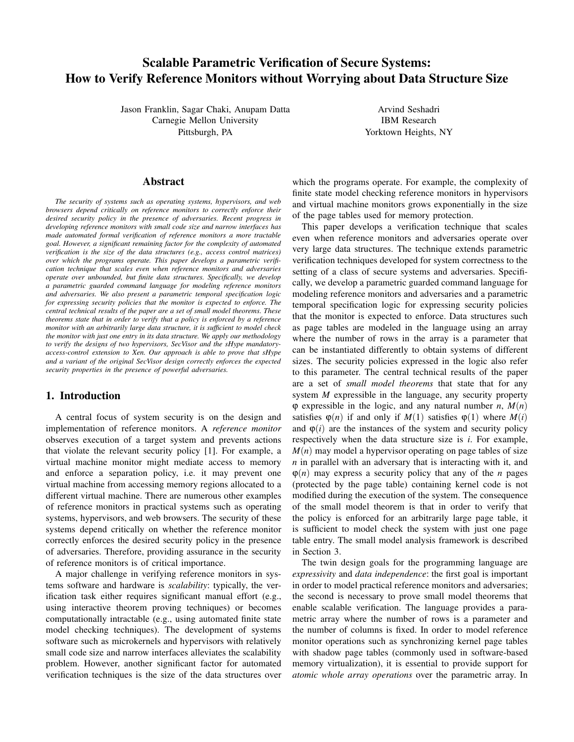# Scalable Parametric Verification of Secure Systems: How to Verify Reference Monitors without Worrying about Data Structure Size

Jason Franklin, Sagar Chaki, Anupam Datta
Carnegie Mellon University
Pittsburgh, PA

Arvind Seshadri
IBM Research
Yorktown Heights, NY

## Abstract

*The security of systems such as operating systems, hypervisors, and web browsers depend critically on reference monitors to correctly enforce their desired security policy in the presence of adversaries. Recent progress in developing reference monitors with small code size and narrow interfaces has made automated formal verification of reference monitors a more tractable goal. However, a significant remaining factor for the complexity of automated verification is the size of the data structures (e.g., access control matrices) over which the programs operate. This paper develops a parametric verification technique that scales even when reference monitors and adversaries operate over unbounded, but finite data structures. Specifically, we develop a parametric guarded command language for modeling reference monitors and adversaries. We also present a parametric temporal specification logic for expressing security policies that the monitor is expected to enforce. The central technical results of the paper are a set of small model theorems. These theorems state that in order to verify that a policy is enforced by a reference monitor with an arbitrarily large data structure, it is sufficient to model check the monitor with just one entry in its data structure. We apply our methodology to verify the designs of two hypervisors, SecVisor and the sHype mandatory-access-control extension to Xen. Our approach is able to prove that sHype and a variant of the original SecVisor design correctly enforces the expected security properties in the presence of powerful adversaries.*

## 1. Introduction

A central focus of system security is on the design and implementation of reference monitors. A *reference monitor* observes execution of a target system and prevents actions that violate the relevant security policy [1]. For example, a virtual machine monitor might mediate access to memory and enforce a separation policy, i.e. it may prevent one virtual machine from accessing memory regions allocated to a different virtual machine. There are numerous other examples of reference monitors in practical systems such as operating systems, hypervisors, and web browsers. The security of these systems depend critically on whether the reference monitor correctly enforces the desired security policy in the presence of adversaries. Therefore, providing assurance in the security of reference monitors is of critical importance.

A major challenge in verifying reference monitors in systems software and hardware is *scalability*: typically, the verification task either requires significant manual effort (e.g., using interactive theorem proving techniques) or becomes computationally intractable (e.g., using automated finite state model checking techniques). The development of systems software such as microkernels and hypervisors with relatively small code size and narrow interfaces alleviates the scalability problem. However, another significant factor for automated verification techniques is the size of the data structures over which the programs operate. For example, the complexity of finite state model checking reference monitors in hypervisors and virtual machine monitors grows exponentially in the size of the page tables used for memory protection.

This paper develops a verification technique that scales even when reference monitors and adversaries operate over very large data structures. The technique extends parametric verification techniques developed for system correctness to the setting of a class of secure systems and adversaries. Specifically, we develop a parametric guarded command language for modeling reference monitors and adversaries and a parametric temporal specification logic for expressing security policies that the monitor is expected to enforce. Data structures such as page tables are modeled in the language using an array where the number of rows in the array is a parameter that can be instantiated differently to obtain systems of different sizes. The security policies expressed in the logic also refer to this parameter. The central technical results of the paper are a set of *small model theorems* that state that for any system $M$ expressible in the language, any security property $\varphi$ expressible in the logic, and any natural number $n$, $M(n)$ satisfies $\varphi(n)$ if and only if $M(1)$ satisfies $\varphi(1)$ where $M(i)$ and $\varphi(i)$ are the instances of the system and security policy respectively when the data structure size is $i$. For example, $M(n)$ may model a hypervisor operating on page tables of size $n$ in parallel with an adversary that is interacting with it, and $\varphi(n)$ may express a security policy that any of the $n$ pages (protected by the page table) containing kernel code is not modified during the execution of the system. The consequence of the small model theorem is that in order to verify that the policy is enforced for an arbitrarily large page table, it is sufficient to model check the system with just one page table entry. The small model analysis framework is described in Section 3.

The twin design goals for the programming language are *expressivity* and *data independence*: the first goal is important in order to model practical reference monitors and adversaries; the second is necessary to prove small model theorems that enable scalable verification. The language provides a parametric array where the number of rows is a parameter and the number of columns is fixed. In order to model reference monitor operations such as synchronizing kernel page tables with shadow page tables (commonly used in software-based memory virtualization), it is essential to provide support for *atomic whole array operations* over the parametric array. In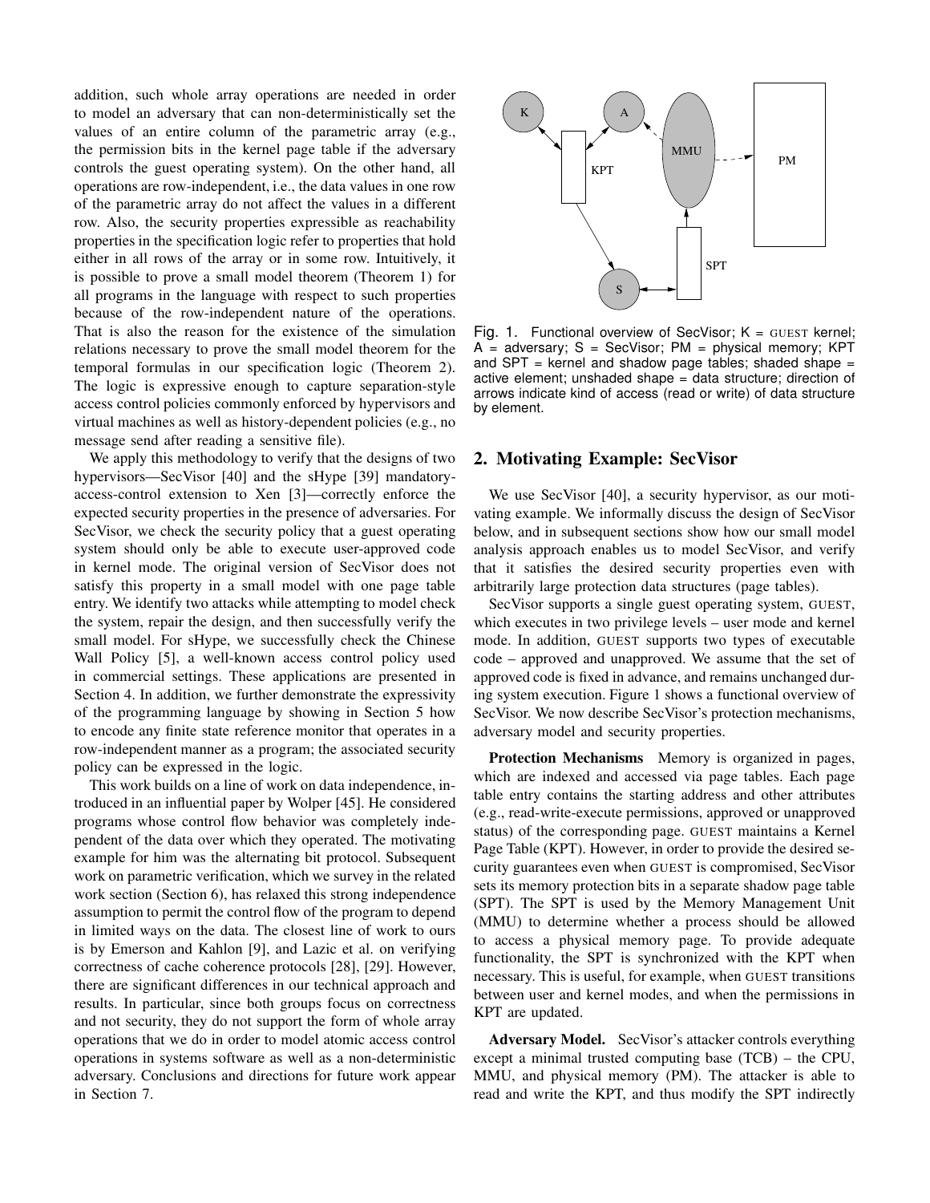addition, such whole array operations are needed in order to model an adversary that can non-deterministically set the values of an entire column of the parametric array (e.g., the permission bits in the kernel page table if the adversary controls the guest operating system). On the other hand, all operations are row-independent, i.e., the data values in one row of the parametric array do not affect the values in a different row. Also, the security properties expressible as reachability properties in the specification logic refer to properties that hold either in all rows of the array or in some row. Intuitively, it is possible to prove a small model theorem (Theorem 1) for all programs in the language with respect to such properties because of the row-independent nature of the operations. That is also the reason for the existence of the simulation relations necessary to prove the small model theorem for the temporal formulas in our specification logic (Theorem 2). The logic is expressive enough to capture separation-style access control policies commonly enforced by hypervisors and virtual machines as well as history-dependent policies (e.g., no message send after reading a sensitive file).

We apply this methodology to verify that the designs of two hypervisors—SecVisor [40] and the sHype [39] mandatory-access-control extension to Xen [3]—correctly enforce the expected security properties in the presence of adversaries. For SecVisor, we check the security policy that a guest operating system should only be able to execute user-approved code in kernel mode. The original version of SecVisor does not satisfy this property in a small model with one page table entry. We identify two attacks while attempting to model check the system, repair the design, and then successfully verify the small model. For sHype, we successfully check the Chinese Wall Policy [5], a well-known access control policy used in commercial settings. These applications are presented in Section 4. In addition, we further demonstrate the expressivity of the programming language by showing in Section 5 how to encode any finite state reference monitor that operates in a row-independent manner as a program; the associated security policy can be expressed in the logic.

This work builds on a line of work on data independence, introduced in an influential paper by Wolper [45]. He considered programs whose control flow behavior was completely independent of the data over which they operated. The motivating example for him was the alternating bit protocol. Subsequent work on parametric verification, which we survey in the related work section (Section 6), has relaxed this strong independence assumption to permit the control flow of the program to depend in limited ways on the data. The closest line of work to ours is by Emerson and Kahlon [9], and Lazic et al. on verifying correctness of cache coherence protocols [28], [29]. However, there are significant differences in our technical approach and results. In particular, since both groups focus on correctness and not security, they do not support the form of whole array operations that we do in order to model atomic access control operations in systems software as well as a non-deterministic adversary. Conclusions and directions for future work appear in Section 7.

K

A

MMU

PM

KPT

SPT

S

Fig. 1. Functional overview of SecVisor; K = GUEST kernel; A = adversary; S = SecVisor; PM = physical memory; KPT and SPT = kernel and shadow page tables; shaded shape = active element; unshaded shape = data structure; direction of arrows indicate kind of access (read or write) of data structure by element.

## 2. Motivating Example: SecVisor

We use SecVisor [40], a security hypervisor, as our motivating example. We informally discuss the design of SecVisor below, and in subsequent sections show how our small model analysis approach enables us to model SecVisor, and verify that it satisfies the desired security properties even with arbitrarily large protection data structures (page tables).

SecVisor supports a single guest operating system, GUEST, which executes in two privilege levels – user mode and kernel mode. In addition, GUEST supports two types of executable code – approved and unapproved. We assume that the set of approved code is fixed in advance, and remains unchanged during system execution. Figure 1 shows a functional overview of SecVisor. We now describe SecVisor's protection mechanisms, adversary model and security properties.

**Protection Mechanisms** Memory is organized in pages, which are indexed and accessed via page tables. Each page table entry contains the starting address and other attributes (e.g., read-write-execute permissions, approved or unapproved status) of the corresponding page. GUEST maintains a Kernel Page Table (KPT). However, in order to provide the desired security guarantees even when GUEST is compromised, SecVisor sets its memory protection bits in a separate shadow page table (SPT). The SPT is used by the Memory Management Unit (MMU) to determine whether a process should be allowed to access a physical memory page. To provide adequate functionality, the SPT is synchronized with the KPT when necessary. This is useful, for example, when GUEST transitions between user and kernel modes, and when the permissions in KPT are updated.

**Adversary Model.** SecVisor's attacker controls everything except a minimal trusted computing base (TCB) – the CPU, MMU, and physical memory (PM). The attacker is able to read and write the KPT, and thus modify the SPT indirectly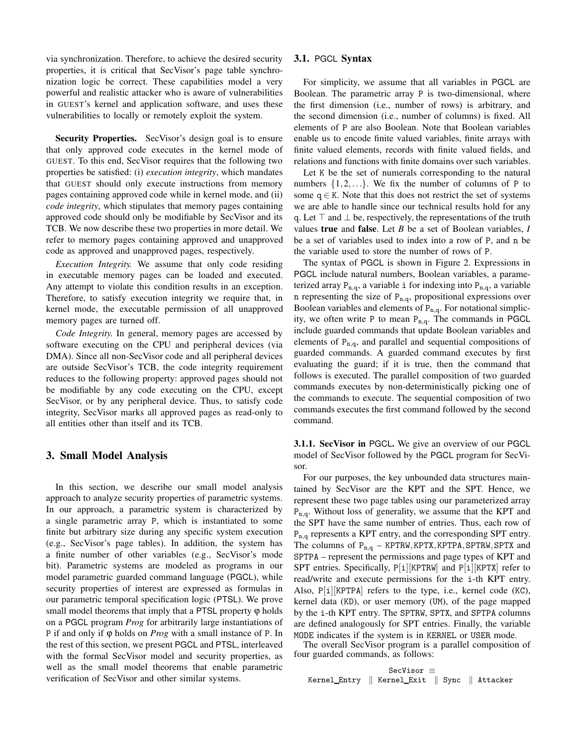via synchronization. Therefore, to achieve the desired security properties, it is critical that SecVisor's page table synchronization logic be correct. These capabilities model a very powerful and realistic attacker who is aware of vulnerabilities in GUEST's kernel and application software, and uses these vulnerabilities to locally or remotely exploit the system.

**Security Properties.** SecVisor's design goal is to ensure that only approved code executes in the kernel mode of GUEST. To this end, SecVisor requires that the following two properties be satisfied: (i) *execution integrity*, which mandates that GUEST should only execute instructions from memory pages containing approved code while in kernel mode, and (ii) *code integrity*, which stipulates that memory pages containing approved code should only be modifiable by SecVisor and its TCB. We now describe these two properties in more detail. We refer to memory pages containing approved and unapproved code as approved and unapproved pages, respectively.

*Execution Integrity.* We assume that only code residing in executable memory pages can be loaded and executed. Any attempt to violate this condition results in an exception. Therefore, to satisfy execution integrity we require that, in kernel mode, the executable permission of all unapproved memory pages are turned off.

*Code Integrity.* In general, memory pages are accessed by software executing on the CPU and peripheral devices (via DMA). Since all non-SecVisor code and all peripheral devices are outside SecVisor's TCB, the code integrity requirement reduces to the following property: approved pages should not be modifiable by any code executing on the CPU, except SecVisor, or by any peripheral device. Thus, to satisfy code integrity, SecVisor marks all approved pages as read-only to all entities other than itself and its TCB.

## 3. Small Model Analysis

In this section, we describe our small model analysis approach to analyze security properties of parametric systems. In our approach, a parametric system is characterized by a single parametric array P, which is instantiated to some finite but arbitrary size during any specific system execution (e.g., SecVisor's page tables). In addition, the system has a finite number of other variables (e.g., SecVisor's mode bit). Parametric systems are modeled as programs in our model parametric guarded command language (PGCL), while security properties of interest are expressed as formulas in our parametric temporal specification logic (PTSL). We prove small model theorems that imply that a PTSL property $\varphi$ holds on a PGCL program *Prog* for arbitrarily large instantiations of P if and only if $\varphi$ holds on *Prog* with a small instance of P. In the rest of this section, we present PGCL and PTSL, interleaved with the formal SecVisor model and security properties, as well as the small model theorems that enable parametric verification of SecVisor and other similar systems.

### 3.1. PGCL Syntax

For simplicity, we assume that all variables in PGCL are Boolean. The parametric array P is two-dimensional, where the first dimension (i.e., number of rows) is arbitrary, and the second dimension (i.e., number of columns) is fixed. All elements of P are also Boolean. Note that Boolean variables enable us to encode finite valued variables, finite arrays with finite valued elements, records with finite valued fields, and relations and functions with finite domains over such variables.

Let K be the set of numerals corresponding to the natural numbers $\{1, 2, \ldots\}$. We fix the number of columns of P to some $q \in K$. Note that this does not restrict the set of systems we are able to handle since our technical results hold for any q. Let $\top$ and $\bot$ be, respectively, the representations of the truth values **true** and **false**. Let *B* be a set of Boolean variables, *I* be a set of variables used to index into a row of P, and n be the variable used to store the number of rows of P.

The syntax of PGCL is shown in Figure 2. Expressions in PGCL include natural numbers, Boolean variables, a parameterized array $P_{n,q}$, a variable i for indexing into $P_{n,q}$, a variable n representing the size of $P_{n,q}$, propositional expressions over Boolean variables and elements of $P_{n,q}$. For notational simplicity, we often write P to mean $P_{n,q}$. The commands in PGCL include guarded commands that update Boolean variables and elements of $P_{n,q}$, and parallel and sequential compositions of guarded commands. A guarded command executes by first evaluating the guard; if it is true, then the command that follows is executed. The parallel composition of two guarded commands executes by non-deterministically picking one of the commands to execute. The sequential composition of two commands executes the first command followed by the second command.

#### 3.1.1. SecVisor in PGCL.

We give an overview of our PGCL model of SecVisor followed by the PGCL program for SecVisor.

For our purposes, the key unbounded data structures maintained by SecVisor are the KPT and the SPT. Hence, we represent these two page tables using our parameterized array $P_{n,q}$. Without loss of generality, we assume that the KPT and the SPT have the same number of entries. Thus, each row of $P_{n,q}$ represents a KPT entry, and the corresponding SPT entry. The columns of $P_{n,q}$ – KPTRW, KPTX, KPTPA, SPTRW, SPTX and SPTPA – represent the permissions and page types of KPT and SPT entries. Specifically, P[i][KPTRW] and P[i][KPTX] refer to read/write and execute permissions for the i-th KPT entry. Also, P[i][KPTPA] refers to the type, i.e., kernel code (KC), kernel data (KD), or user memory (UM), of the page mapped by the i-th KPT entry. The SPTRW, SPTX, and SPTPA columns are defined analogously for SPT entries. Finally, the variable MODE indicates if the system is in KERNEL or USER mode.

The overall SecVisor program is a parallel composition of four guarded commands, as follows:

$$\texttt{SecVisor} \equiv$$
$$\texttt{Kernel\_Entry} \parallel \texttt{Kernel\_Exit} \parallel \texttt{Sync} \parallel \texttt{Attacker}$$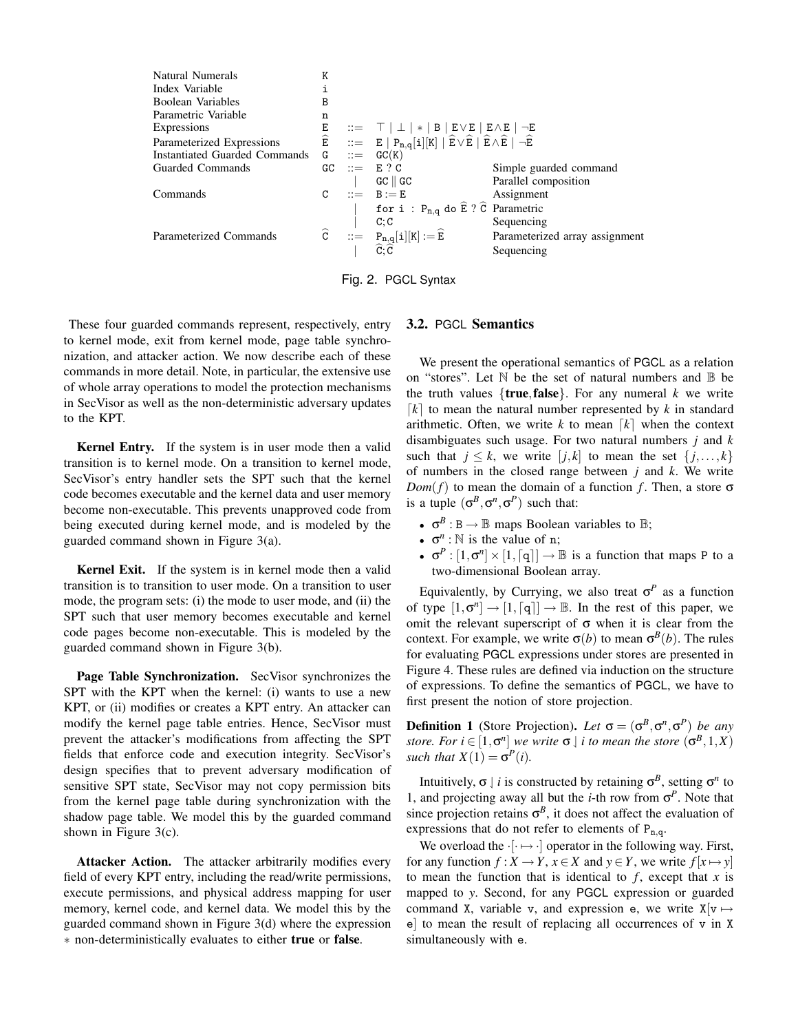| | | | | |
|---|---|---|---|---|
| Natural Numerals | K | | | |
| Index Variable | i | | | |
| Boolean Variables | B | | | |
| Parametric Variable | n | | | |
| Expressions | E | ::= | $\top$ \| $\bot$ \| $*$ \| B \| E$\vee$E \| E$\wedge$E \| $\neg$E | |
| Parameterized Expressions | $\widehat{\texttt{E}}$ | ::= | E \| $\texttt{P}_{\texttt{n,q}}$[i][K] \| $\widehat{\texttt{E}}\vee\widehat{\texttt{E}}$ \| $\widehat{\texttt{E}}\wedge\widehat{\texttt{E}}$ \| $\neg\widehat{\texttt{E}}$ | |
| Instantiated Guarded Commands | G | ::= | GC(K) | |
| Guarded Commands | GC | ::= | E ? C | Simple guarded command |
| | | \| | GC $\parallel$ GC | Parallel composition |
| Commands | C | ::= | B := E | Assignment |
| | | \| | for i : $\texttt{P}_{\texttt{n,q}}$ do $\widehat{\texttt{E}}$ ? $\widehat{\texttt{C}}$ | Parametric |
| | | \| | C;C | Sequencing |
| Parameterized Commands | $\widehat{\texttt{C}}$ | ::= | $\texttt{P}_{\texttt{n,q}}$[i][K] := $\widehat{\texttt{E}}$ | Parameterized array assignment |
| | | \| | $\widehat{\texttt{C}};\widehat{\texttt{C}}$ | Sequencing |

Fig. 2. PGCL Syntax

These four guarded commands represent, respectively, entry to kernel mode, exit from kernel mode, page table synchronization, and attacker action. We now describe each of these commands in more detail. Note, in particular, the extensive use of whole array operations to model the protection mechanisms in SecVisor as well as the non-deterministic adversary updates to the KPT.

**Kernel Entry.** If the system is in user mode then a valid transition is to kernel mode. On a transition to kernel mode, SecVisor's entry handler sets the SPT such that the kernel code becomes executable and the kernel data and user memory become non-executable. This prevents unapproved code from being executed during kernel mode, and is modeled by the guarded command shown in Figure 3(a).

**Kernel Exit.** If the system is in kernel mode then a valid transition is to transition to user mode. On a transition to user mode, the program sets: (i) the mode to user mode, and (ii) the SPT such that user memory becomes executable and kernel code pages become non-executable. This is modeled by the guarded command shown in Figure 3(b).

**Page Table Synchronization.** SecVisor synchronizes the SPT with the KPT when the kernel: (i) wants to use a new KPT, or (ii) modifies or creates a KPT entry. An attacker can modify the kernel page table entries. Hence, SecVisor must prevent the attacker's modifications from affecting the SPT fields that enforce code and execution integrity. SecVisor's design specifies that to prevent adversary modification of sensitive SPT state, SecVisor may not copy permission bits from the kernel page table during synchronization with the shadow page table. We model this by the guarded command shown in Figure 3(c).

**Attacker Action.** The attacker arbitrarily modifies every field of every KPT entry, including the read/write permissions, execute permissions, and physical address mapping for user memory, kernel code, and kernel data. We model this by the guarded command shown in Figure 3(d) where the expression $*$ non-deterministically evaluates to either **true** or **false**.

### 3.2. PGCL Semantics

We present the operational semantics of PGCL as a relation on "stores". Let $\mathbb{N}$ be the set of natural numbers and $\mathbb{B}$ be the truth values $\{\textbf{true},\textbf{false}\}$. For any numeral $k$ we write $\lceil k \rceil$ to mean the natural number represented by $k$ in standard arithmetic. Often, we write $k$ to mean $\lceil k \rceil$ when the context disambiguates such usage. For two natural numbers $j$ and $k$ such that $j \leq k$, we write $[j,k]$ to mean the set $\{j,\dots,k\}$ of numbers in the closed range between $j$ and $k$. We write $Dom(f)$ to mean the domain of a function $f$. Then, a store $\sigma$ is a tuple $(\sigma^B, \sigma^n, \sigma^P)$ such that:

- $\sigma^B : \texttt{B} \to \mathbb{B}$ maps Boolean variables to $\mathbb{B}$;
- $\sigma^n : \mathbb{N}$ is the value of n;
- $\sigma^P : [1,\sigma^n] \times [1,\lceil \texttt{q} \rceil] \to \mathbb{B}$ is a function that maps P to a two-dimensional Boolean array.

Equivalently, by Currying, we also treat $\sigma^P$ as a function of type $[1,\sigma^n] \to [1,\lceil \texttt{q} \rceil] \to \mathbb{B}$. In the rest of this paper, we omit the relevant superscript of $\sigma$ when it is clear from the context. For example, we write $\sigma(b)$ to mean $\sigma^B(b)$. The rules for evaluating PGCL expressions under stores are presented in Figure 4. These rules are defined via induction on the structure of expressions. To define the semantics of PGCL, we have to first present the notion of store projection.

**Definition 1** (Store Projection). *Let $\sigma = (\sigma^B, \sigma^n, \sigma^P)$ be any store. For $i \in [1,\sigma^n]$ we write $\sigma \downharpoonright i$ to mean the store $(\sigma^B, 1, X)$ such that $X(1) = \sigma^P(i)$.*

Intuitively, $\sigma \downharpoonright i$ is constructed by retaining $\sigma^B$, setting $\sigma^n$ to 1, and projecting away all but the $i$-th row from $\sigma^P$. Note that since projection retains $\sigma^B$, it does not affect the evaluation of expressions that do not refer to elements of $\texttt{P}_{\texttt{n,q}}$.

We overload the $\cdot[\cdot \mapsto \cdot]$ operator in the following way. First, for any function $f : X \to Y$, $x \in X$ and $y \in Y$, we write $f[x \mapsto y]$ to mean the function that is identical to $f$, except that $x$ is mapped to $y$. Second, for any PGCL expression or guarded command X, variable v, and expression e, we write X[v $\mapsto$ e] to mean the result of replacing all occurrences of v in X simultaneously with e.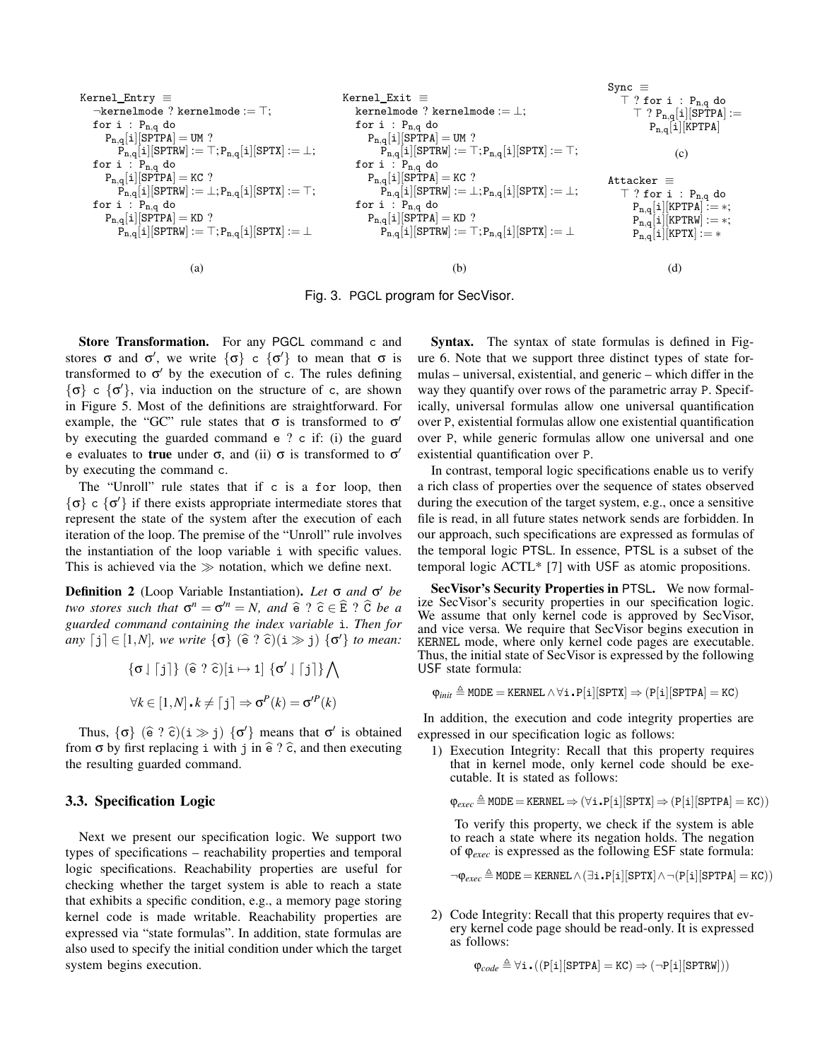```
Kernel_Entry ≡
  ¬kernelmode ? kernelmode := ⊤;
  for i : P_{n,q} do
    P_{n,q}[i][SPTPA] = UM ?
      P_{n,q}[i][SPTRW] := ⊤; P_{n,q}[i][SPTX] := ⊥;
  for i : P_{n,q} do
    P_{n,q}[i][SPTPA] = KC ?
      P_{n,q}[i][SPTRW] := ⊥; P_{n,q}[i][SPTX] := ⊤;
  for i : P_{n,q} do
    P_{n,q}[i][SPTPA] = KD ?
      P_{n,q}[i][SPTRW] := ⊤; P_{n,q}[i][SPTX] := ⊥
```

(a)

```
Kernel_Exit ≡
  kernelmode ? kernelmode := ⊥;
  for i : P_{n,q} do
    P_{n,q}[i][SPTPA] = UM ?
      P_{n,q}[i][SPTRW] := ⊤; P_{n,q}[i][SPTX] := ⊤;
  for i : P_{n,q} do
    P_{n,q}[i][SPTPA] = KC ?
      P_{n,q}[i][SPTRW] := ⊥; P_{n,q}[i][SPTX] := ⊥;
  for i : P_{n,q} do
    P_{n,q}[i][SPTPA] = KD ?
      P_{n,q}[i][SPTRW] := ⊤; P_{n,q}[i][SPTX] := ⊥
```

(b)

```
Sync ≡
  ⊤ ? for i : P_{n,q} do
    ⊤ ? P_{n,q}[i][SPTPA] :=
      P_{n,q}[i][KPTPA]
```

(c)

```
Attacker ≡
  ⊤ ? for i : P_{n,q} do
    P_{n,q}[i][KPTPA] := *;
    P_{n,q}[i][KPTRW] := *;
    P_{n,q}[i][KPTX] := *
```

(d)

Fig. 3. PGCL program for SecVisor.

**Store Transformation.** For any PGCL command c and stores $\sigma$ and $\sigma'$, we write $\{\sigma\}$ c $\{\sigma'\}$ to mean that $\sigma$ is transformed to $\sigma'$ by the execution of c. The rules defining $\{\sigma\}$ c $\{\sigma'\}$, via induction on the structure of c, are shown in Figure 5. Most of the definitions are straightforward. For example, the "GC" rule states that $\sigma$ is transformed to $\sigma'$ by executing the guarded command e ? c if: (i) the guard e evaluates to **true** under $\sigma$, and (ii) $\sigma$ is transformed to $\sigma'$ by executing the command c.

The "Unroll" rule states that if c is a for loop, then $\{\sigma\}$ c $\{\sigma'\}$ if there exists appropriate intermediate stores that represent the state of the system after the execution of each iteration of the loop. The premise of the "Unroll" rule involves the instantiation of the loop variable i with specific values. This is achieved via the $\gg$ notation, which we define next.

**Definition 2** (Loop Variable Instantiation). *Let $\sigma$ and $\sigma'$ be two stores such that $\sigma^n = \sigma'^n = N$, and $\widehat{e}$ ? $\widehat{c} \in \widehat{E}$ ? $\widehat{C}$ be a guarded command containing the index variable* i*. Then for any $\lceil j \rceil \in [1,N]$, we write $\{\sigma\}$ $(\widehat{e} \text{ ? } \widehat{c})(i \gg j)$ $\{\sigma'\}$ to mean:*

$$\{\sigma \downarrow \lceil j \rceil\} \; (\widehat{e} \text{ ? } \widehat{c})[i \mapsto 1] \; \{\sigma' \downarrow \lceil j \rceil\} \bigwedge$$

$$\forall k \in [1,N] \centerdot k \neq \lceil j \rceil \Rightarrow \sigma^P(k) = \sigma'^P(k)$$

Thus, $\{\sigma\}$ $(\widehat{e} \text{ ? } \widehat{c})(i \gg j)$ $\{\sigma'\}$ means that $\sigma'$ is obtained from $\sigma$ by first replacing i with j in $\widehat{e}$ ? $\widehat{c}$, and then executing the resulting guarded command.

### 3.3. Specification Logic

Next we present our specification logic. We support two types of specifications – reachability properties and temporal logic specifications. Reachability properties are useful for checking whether the target system is able to reach a state that exhibits a specific condition, e.g., a memory page storing kernel code is made writable. Reachability properties are expressed via "state formulas". In addition, state formulas are also used to specify the initial condition under which the target system begins execution.

**Syntax.** The syntax of state formulas is defined in Figure 6. Note that we support three distinct types of state formulas – universal, existential, and generic – which differ in the way they quantify over rows of the parametric array P. Specifically, universal formulas allow one universal quantification over P, existential formulas allow one existential quantification over P, while generic formulas allow one universal and one existential quantification over P.

In contrast, temporal logic specifications enable us to verify a rich class of properties over the sequence of states observed during the execution of the target system, e.g., once a sensitive file is read, in all future states network sends are forbidden. In our approach, such specifications are expressed as formulas of the temporal logic PTSL. In essence, PTSL is a subset of the temporal logic ACTL* [7] with USF as atomic propositions.

**SecVisor's Security Properties in PTSL.** We now formalize SecVisor's security properties in our specification logic. We assume that only kernel code is approved by SecVisor, and vice versa. We require that SecVisor begins execution in KERNEL mode, where only kernel code pages are executable. Thus, the initial state of SecVisor is expressed by the following USF state formula:

$$\varphi_{init} \triangleq \mathtt{MODE} = \mathtt{KERNEL} \wedge \forall \mathtt{i}.\mathtt{P[i][SPTX]} \Rightarrow (\mathtt{P[i][SPTPA]} = \mathtt{KC})$$

In addition, the execution and code integrity properties are expressed in our specification logic as follows:

1) Execution Integrity: Recall that this property requires that in kernel mode, only kernel code should be executable. It is stated as follows:

$$\varphi_{exec} \triangleq \mathtt{MODE} = \mathtt{KERNEL} \Rightarrow (\forall \mathtt{i}.\mathtt{P[i][SPTX]} \Rightarrow (\mathtt{P[i][SPTPA]} = \mathtt{KC}))$$

To verify this property, we check if the system is able to reach a state where its negation holds. The negation of $\varphi_{exec}$ is expressed as the following ESF state formula:

$$\neg\varphi_{exec} \triangleq \mathtt{MODE} = \mathtt{KERNEL} \wedge (\exists \mathtt{i}.\mathtt{P[i][SPTX]} \wedge \neg(\mathtt{P[i][SPTPA]} = \mathtt{KC}))$$

2) Code Integrity: Recall that this property requires that every kernel code page should be read-only. It is expressed as follows:

$$\varphi_{code} \triangleq \forall \mathtt{i}.((\mathtt{P[i][SPTPA]} = \mathtt{KC}) \Rightarrow (\neg \mathtt{P[i][SPTRW]}))$$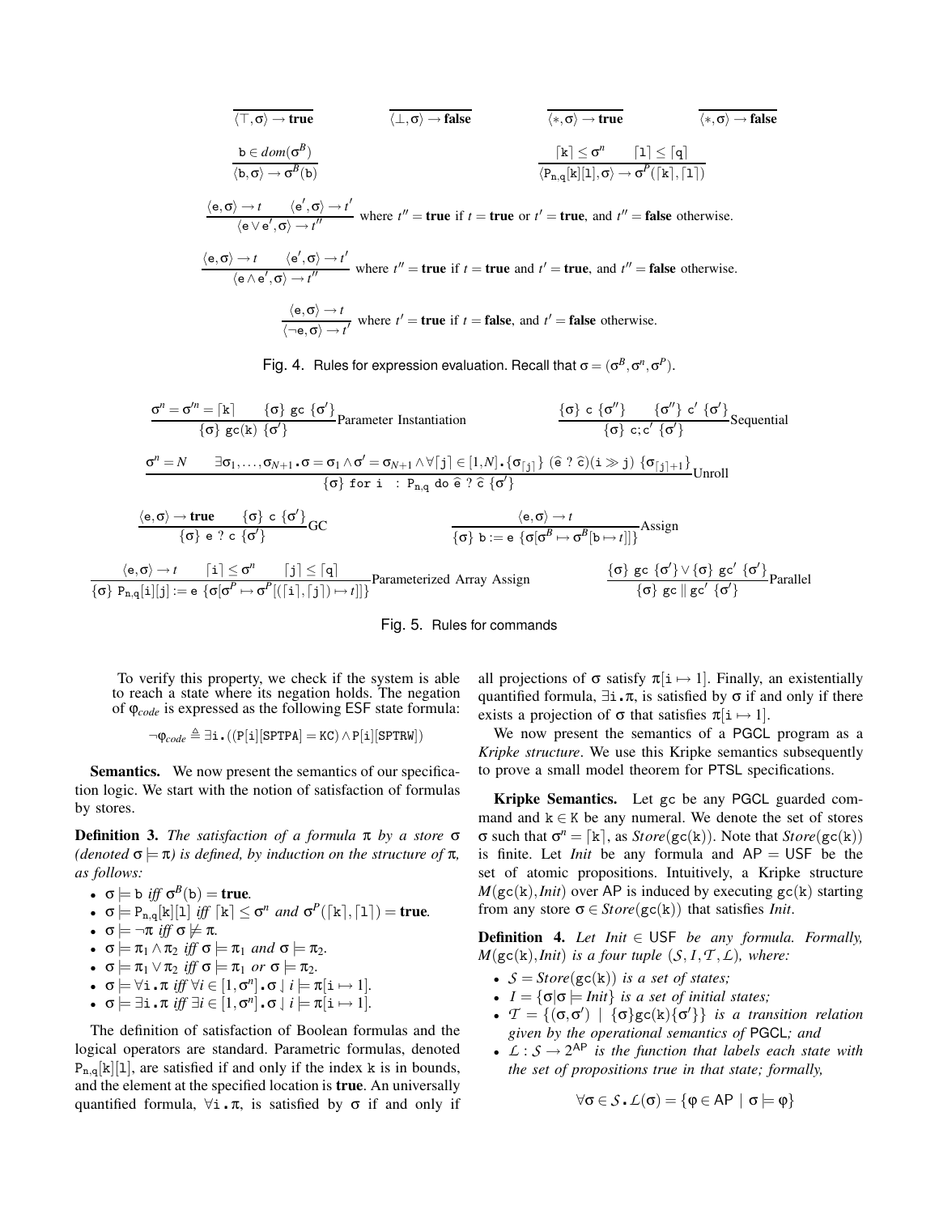$$\frac{}{\langle \top, \sigma \rangle \to \textbf{true}} \qquad \frac{}{\langle \bot, \sigma \rangle \to \textbf{false}} \qquad \frac{}{\langle *, \sigma \rangle \to \textbf{true}} \qquad \frac{}{\langle *, \sigma \rangle \to \textbf{false}}$$

$$\frac{\mathtt{b} \in dom(\sigma^B)}{\langle \mathtt{b}, \sigma \rangle \to \sigma^B(\mathtt{b})} \qquad \frac{\lceil \mathtt{k} \rceil \le \sigma^n \qquad \lceil \mathtt{l} \rceil \le \lceil \mathtt{q} \rceil}{\langle \mathtt{P_{n,q}}[\mathtt{k}][\mathtt{l}], \sigma \rangle \to \sigma^P(\lceil \mathtt{k} \rceil, \lceil \mathtt{l} \rceil)}$$

$$\frac{\langle \mathtt{e}, \sigma \rangle \to t \qquad \langle \mathtt{e}', \sigma \rangle \to t'}{\langle \mathtt{e} \vee \mathtt{e}', \sigma \rangle \to t''} \text{ where } t'' = \textbf{true} \text{ if } t = \textbf{true} \text{ or } t' = \textbf{true}, \text{ and } t'' = \textbf{false} \text{ otherwise.}$$

$$\frac{\langle \mathtt{e}, \sigma \rangle \to t \qquad \langle \mathtt{e}', \sigma \rangle \to t'}{\langle \mathtt{e} \wedge \mathtt{e}', \sigma \rangle \to t''} \text{ where } t'' = \textbf{true} \text{ if } t = \textbf{true} \text{ and } t' = \textbf{true}, \text{ and } t'' = \textbf{false} \text{ otherwise.}$$

$$\frac{\langle \mathtt{e}, \sigma \rangle \to t}{\langle \neg \mathtt{e}, \sigma \rangle \to t'} \text{ where } t' = \textbf{true} \text{ if } t = \textbf{false}, \text{ and } t' = \textbf{false} \text{ otherwise.}$$

Fig. 4. Rules for expression evaluation. Recall that $\sigma = (\sigma^B, \sigma^n, \sigma^P)$.

$$\frac{\sigma^n = \sigma'^n = \lceil \mathtt{k} \rceil \qquad \{\sigma\}\ \mathtt{gc}\ \{\sigma'\}}{\{\sigma\}\ \mathtt{gc(k)}\ \{\sigma'\}}\text{Parameter Instantiation} \qquad \frac{\{\sigma\}\ \mathtt{c}\ \{\sigma''\} \qquad \{\sigma''\}\ \mathtt{c}'\ \{\sigma'\}}{\{\sigma\}\ \mathtt{c;c'}\ \{\sigma'\}}\text{Sequential}$$

$$\frac{\sigma^n = N \qquad \exists \sigma_1, \ldots, \sigma_{N+1} \centerdot \sigma = \sigma_1 \wedge \sigma' = \sigma_{N+1} \wedge \forall \lceil \mathtt{j} \rceil \in [1,N] \centerdot \{\sigma_{\lceil \mathtt{j} \rceil}\}\ (\hat{\mathtt{e}}\ ?\ \hat{\mathtt{c}})(\mathtt{i} \gg \mathtt{j})\ \{\sigma_{\lceil \mathtt{j} \rceil + 1}\}}{\{\sigma\}\ \mathtt{for\ i\ :\ P_{n,q}\ do}\ \hat{\mathtt{e}}\ ?\ \hat{\mathtt{c}}\ \{\sigma'\}}\text{Unroll}$$

$$\frac{\langle \mathtt{e}, \sigma \rangle \to \textbf{true} \qquad \{\sigma\}\ \mathtt{c}\ \{\sigma'\}}{\{\sigma\}\ \mathtt{e\ ?\ c}\ \{\sigma'\}}\text{GC} \qquad \frac{\langle \mathtt{e}, \sigma \rangle \to t}{\{\sigma\}\ \mathtt{b := e}\ \{\sigma[\sigma^B \mapsto \sigma^B[\mathtt{b} \mapsto t]]\}}\text{Assign}$$

$$\frac{\langle \mathtt{e}, \sigma \rangle \to t \qquad \lceil \mathtt{i} \rceil \le \sigma^n \qquad \lceil \mathtt{j} \rceil \le \lceil \mathtt{q} \rceil}{\{\sigma\}\ \mathtt{P_{n,q}[i][j] := e}\ \{\sigma[\sigma^P \mapsto \sigma^P[(\lceil \mathtt{i} \rceil, \lceil \mathtt{j} \rceil) \mapsto t]]\}}\text{Parameterized Array Assign} \qquad \frac{\{\sigma\}\ \mathtt{gc}\ \{\sigma'\} \vee \{\sigma\}\ \mathtt{gc}'\ \{\sigma'\}}{\{\sigma\}\ \mathtt{gc} \parallel \mathtt{gc}'\ \{\sigma'\}}\text{Parallel}$$

Fig. 5. Rules for commands

To verify this property, we check if the system is able to reach a state where its negation holds. The negation of $\varphi_{code}$ is expressed as the following ESF state formula:

$$\neg\varphi_{code} \triangleq \exists \mathtt{i} \centerdot ((\mathtt{P[i][SPTPA]} = \mathtt{KC}) \wedge \mathtt{P[i][SPTRW]})$$

**Semantics.** We now present the semantics of our specification logic. We start with the notion of satisfaction of formulas by stores.

**Definition 3.** *The satisfaction of a formula $\pi$ by a store $\sigma$ (denoted $\sigma \models \pi$) is defined, by induction on the structure of $\pi$, as follows:*

- $\sigma \models \mathtt{b}$ *iff* $\sigma^B(\mathtt{b}) = \textbf{true}$.
- $\sigma \models \mathtt{P_{n,q}}[\mathtt{k}][\mathtt{l}]$ *iff* $\lceil \mathtt{k} \rceil \le \sigma^n$ *and* $\sigma^P(\lceil \mathtt{k} \rceil, \lceil \mathtt{l} \rceil) = \textbf{true}$.
- $\sigma \models \neg \pi$ *iff* $\sigma \not\models \pi$.
- $\sigma \models \pi_1 \wedge \pi_2$ *iff* $\sigma \models \pi_1$ *and* $\sigma \models \pi_2$.
- $\sigma \models \pi_1 \vee \pi_2$ *iff* $\sigma \models \pi_1$ *or* $\sigma \models \pi_2$.
- $\sigma \models \forall \mathtt{i} \centerdot \pi$ *iff* $\forall i \in [1, \sigma^n] \centerdot \sigma \downharpoonright i \models \pi[\mathtt{i} \mapsto 1]$.
- $\sigma \models \exists \mathtt{i} \centerdot \pi$ *iff* $\exists i \in [1, \sigma^n] \centerdot \sigma \downharpoonright i \models \pi[\mathtt{i} \mapsto 1]$.

The definition of satisfaction of Boolean formulas and the logical operators are standard. Parametric formulas, denoted $\mathtt{P_{n,q}}[\mathtt{k}][\mathtt{l}]$, are satisfied if and only if the index $\mathtt{k}$ is in bounds, and the element at the specified location is **true**. An universally quantified formula, $\forall \mathtt{i} \centerdot \pi$, is satisfied by $\sigma$ if and only if all projections of $\sigma$ satisfy $\pi[\mathtt{i} \mapsto 1]$. Finally, an existentially quantified formula, $\exists \mathtt{i} \centerdot \pi$, is satisfied by $\sigma$ if and only if there exists a projection of $\sigma$ that satisfies $\pi[\mathtt{i} \mapsto 1]$.

We now present the semantics of a PGCL program as a *Kripke structure*. We use this Kripke semantics subsequently to prove a small model theorem for PTSL specifications.

**Kripke Semantics.** Let $\mathtt{gc}$ be any PGCL guarded command and $\mathtt{k} \in \mathtt{K}$ be any numeral. We denote the set of stores $\sigma$ such that $\sigma^n = \lceil \mathtt{k} \rceil$, as $Store(\mathtt{gc(k)})$. Note that $Store(\mathtt{gc(k)})$ is finite. Let *Init* be any formula and $\mathsf{AP} = \mathsf{USF}$ be the set of atomic propositions. Intuitively, a Kripke structure $M(\mathtt{gc(k)}, Init)$ over AP is induced by executing $\mathtt{gc(k)}$ starting from any store $\sigma \in Store(\mathtt{gc(k)})$ that satisfies *Init*.

**Definition 4.** *Let $Init \in$ USF be any formula. Formally, $M(\mathtt{gc(k)}, Init)$ is a four tuple $(\mathcal{S}, \mathcal{I}, \mathcal{T}, \mathcal{L})$, where:*

- $\mathcal{S} = Store(\mathtt{gc(k)})$ *is a set of states;*
- $\mathcal{I} = \{\sigma | \sigma \models Init\}$ *is a set of initial states;*
- $\mathcal{T} = \{(\sigma, \sigma') \mid \{\sigma\}\mathtt{gc(k)}\{\sigma'\}\}$ *is a transition relation given by the operational semantics of* PGCL*; and*
- $\mathcal{L} : \mathcal{S} \to 2^{\mathsf{AP}}$ *is the function that labels each state with the set of propositions true in that state; formally,*

$$\forall \sigma \in \mathcal{S} \centerdot \mathcal{L}(\sigma) = \{\varphi \in \mathsf{AP} \mid \sigma \models \varphi\}$$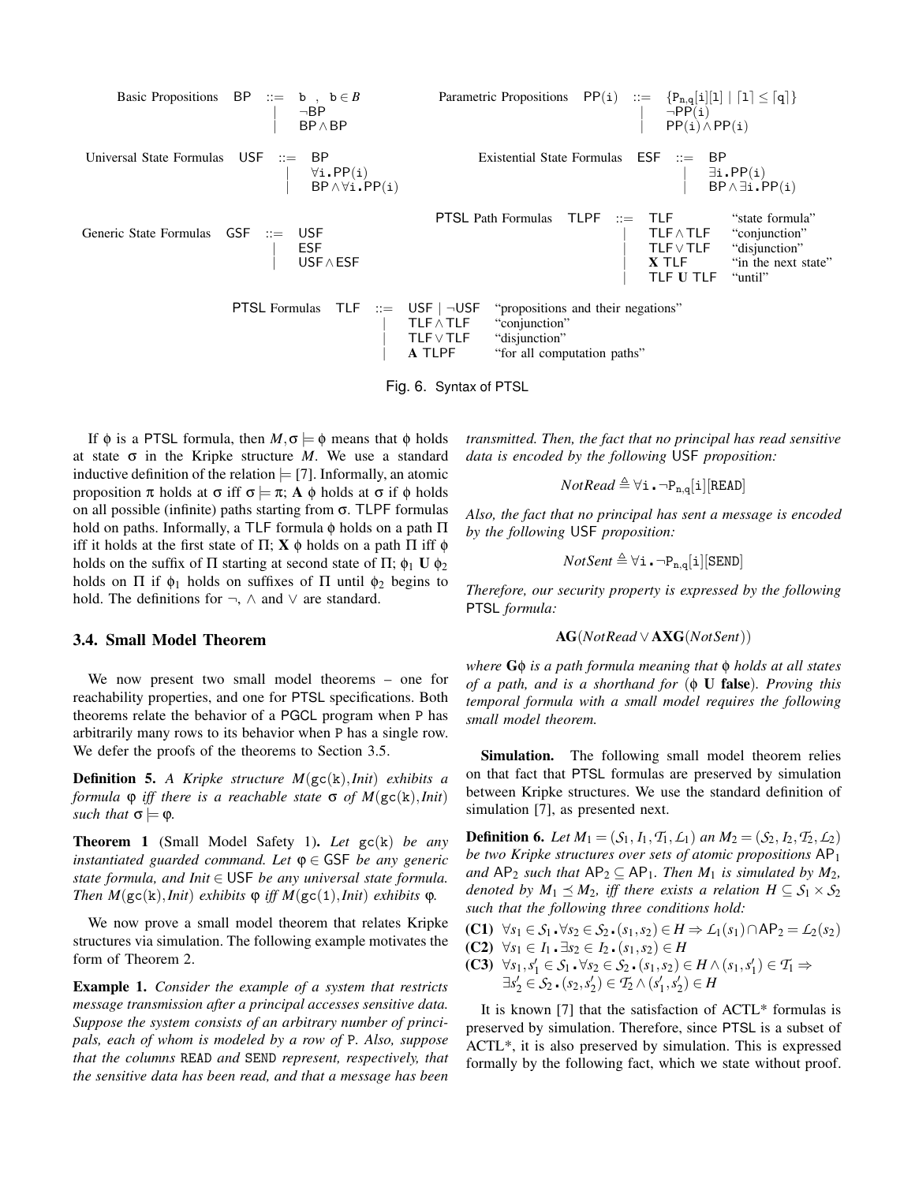| Basic Propositions | BP | ::= | b , b $\in B$ |
|---|---|---|---|
| | | \| | $\neg$BP |
| | | \| | BP $\wedge$ BP |

| Parametric Propositions | PP(i) | ::= | $\{P_{n,q}[i][l] \mid \lceil l \rceil \leq \lceil q \rceil\}$ |
|---|---|---|---|
| | | \| | $\neg$PP(i) |
| | | \| | PP(i) $\wedge$ PP(i) |

| Universal State Formulas | USF | ::= | BP |
|---|---|---|---|
| | | \| | $\forall$i.PP(i) |
| | | \| | BP $\wedge$ $\forall$i.PP(i) |

| Existential State Formulas | ESF | ::= | BP |
|---|---|---|---|
| | | \| | $\exists$i.PP(i) |
| | | \| | BP $\wedge$ $\exists$i.PP(i) |

| Generic State Formulas | GSF | ::= | USF |
|---|---|---|---|
| | | \| | ESF |
| | | \| | USF $\wedge$ ESF |

| PTSL Path Formulas | TLPF | ::= | TLF | "state formula" |
|---|---|---|---|---|
| | | \| | TLF $\wedge$ TLF | "conjunction" |
| | | \| | TLF $\vee$ TLF | "disjunction" |
| | | \| | **X** TLF | "in the next state" |
| | | \| | TLF **U** TLF | "until" |

| PTSL Formulas | TLF | ::= | USF \| $\neg$USF | "propositions and their negations" |
|---|---|---|---|---|
| | | \| | TLF $\wedge$ TLF | "conjunction" |
| | | \| | TLF $\vee$ TLF | "disjunction" |
| | | \| | **A** TLPF | "for all computation paths" |

Fig. 6. Syntax of PTSL

If $\phi$ is a PTSL formula, then $M,\sigma \models \phi$ means that $\phi$ holds at state $\sigma$ in the Kripke structure $M$. We use a standard inductive definition of the relation $\models$ [7]. Informally, an atomic proposition $\pi$ holds at $\sigma$ iff $\sigma \models \pi$; **A** $\phi$ holds at $\sigma$ if $\phi$ holds on all possible (infinite) paths starting from $\sigma$. TLPF formulas hold on paths. Informally, a TLF formula $\phi$ holds on a path $\Pi$ iff it holds at the first state of $\Pi$; **X** $\phi$ holds on a path $\Pi$ iff $\phi$ holds on the suffix of $\Pi$ starting at second state of $\Pi$; $\phi_1$ **U** $\phi_2$ holds on $\Pi$ if $\phi_1$ holds on suffixes of $\Pi$ until $\phi_2$ begins to hold. The definitions for $\neg$, $\wedge$ and $\vee$ are standard.

### 3.4. Small Model Theorem

We now present two small model theorems – one for reachability properties, and one for PTSL specifications. Both theorems relate the behavior of a PGCL program when P has arbitrarily many rows to its behavior when P has a single row. We defer the proofs of the theorems to Section 3.5.

**Definition 5.** *A Kripke structure $M(\texttt{gc(k)},Init)$ exhibits a formula $\varphi$ iff there is a reachable state $\sigma$ of $M(\texttt{gc(k)},Init)$ such that $\sigma \models \varphi$.*

**Theorem 1** (Small Model Safety 1)**.** *Let* gc(k) *be any instantiated guarded command. Let $\varphi \in$ GSF be any generic state formula, and $Init \in$ USF be any universal state formula. Then $M(\texttt{gc(k)},Init)$ exhibits $\varphi$ iff $M(\texttt{gc(1)},Init)$ exhibits $\varphi$.*

We now prove a small model theorem that relates Kripke structures via simulation. The following example motivates the form of Theorem 2.

**Example 1.** *Consider the example of a system that restricts message transmission after a principal accesses sensitive data. Suppose the system consists of an arbitrary number of principals, each of whom is modeled by a row of* P*. Also, suppose that the columns* READ *and* SEND *represent, respectively, that the sensitive data has been read, and that a message has been transmitted. Then, the fact that no principal has read sensitive data is encoded by the following* USF *proposition:*

$$NotRead \triangleq \forall \texttt{i}\,.\,\neg \texttt{P}_{n,q}[\texttt{i}][\texttt{READ}]$$

*Also, the fact that no principal has sent a message is encoded by the following* USF *proposition:*

$$NotSent \triangleq \forall \texttt{i}\,.\,\neg \texttt{P}_{n,q}[\texttt{i}][\texttt{SEND}]$$

*Therefore, our security property is expressed by the following* PTSL *formula:*

$$\mathbf{AG}(NotRead \vee \mathbf{AXG}(NotSent))$$

*where $\mathbf{G}\phi$ is a path formula meaning that $\phi$ holds at all states of a path, and is a shorthand for ($\phi$ **U** **false**). Proving this temporal formula with a small model requires the following small model theorem.*

**Simulation.** The following small model theorem relies on that fact that PTSL formulas are preserved by simulation between Kripke structures. We use the standard definition of simulation [7], as presented next.

**Definition 6.** *Let $M_1 = (\mathcal{S}_1, I_1, \mathcal{T}_1, \mathcal{L}_1)$ an $M_2 = (\mathcal{S}_2, I_2, \mathcal{T}_2, \mathcal{L}_2)$ be two Kripke structures over sets of atomic propositions $\mathsf{AP}_1$ and $\mathsf{AP}_2$ such that $\mathsf{AP}_2 \subseteq \mathsf{AP}_1$. Then $M_1$ is simulated by $M_2$, denoted by $M_1 \preceq M_2$, iff there exists a relation $H \subseteq \mathcal{S}_1 \times \mathcal{S}_2$ such that the following three conditions hold:*

**(C1)** $\forall s_1 \in \mathcal{S}_1 \,.\, \forall s_2 \in \mathcal{S}_2 \,.\, (s_1,s_2) \in H \Rightarrow \mathcal{L}_1(s_1) \cap \mathsf{AP}_2 = \mathcal{L}_2(s_2)$

**(C2)** $\forall s_1 \in I_1 \,.\, \exists s_2 \in I_2 \,.\, (s_1,s_2) \in H$

**(C3)** $\forall s_1, s_1' \in \mathcal{S}_1 \,.\, \forall s_2 \in \mathcal{S}_2 \,.\, (s_1,s_2) \in H \wedge (s_1,s_1') \in \mathcal{T}_1 \Rightarrow \exists s_2' \in \mathcal{S}_2 \,.\, (s_2,s_2') \in \mathcal{T}_2 \wedge (s_1',s_2') \in H$

It is known [7] that the satisfaction of ACTL* formulas is preserved by simulation. Therefore, since PTSL is a subset of ACTL*, it is also preserved by simulation. This is expressed formally by the following fact, which we state without proof.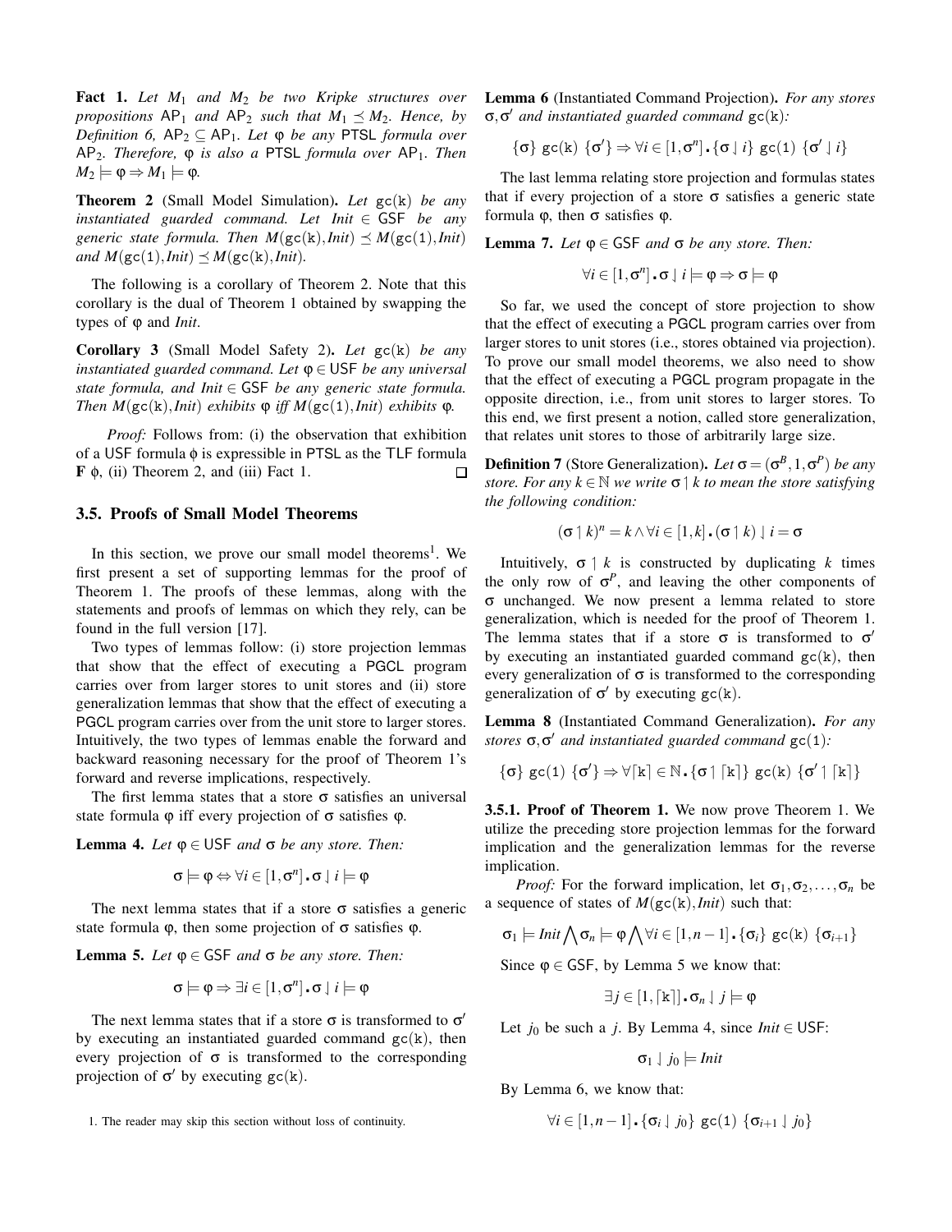**Fact 1.** *Let $M_1$ and $M_2$ be two Kripke structures over propositions $\mathsf{AP}_1$ and $\mathsf{AP}_2$ such that $M_1 \preceq M_2$. Hence, by Definition 6, $\mathsf{AP}_2 \subseteq \mathsf{AP}_1$. Let $\varphi$ be any PTSL formula over $\mathsf{AP}_2$. Therefore, $\varphi$ is also a PTSL formula over $\mathsf{AP}_1$. Then $M_2 \models \varphi \Rightarrow M_1 \models \varphi$.*

**Theorem 2** (Small Model Simulation)**.** *Let $\mathtt{gc(k)}$ be any instantiated guarded command. Let $Init \in \mathsf{GSF}$ be any generic state formula. Then $M(\mathtt{gc(k)}, Init) \preceq M(\mathtt{gc(1)}, Init)$ and $M(\mathtt{gc(1)}, Init) \preceq M(\mathtt{gc(k)}, Init)$.*

The following is a corollary of Theorem 2. Note that this corollary is the dual of Theorem 1 obtained by swapping the types of $\varphi$ and *Init*.

**Corollary 3** (Small Model Safety 2)**.** *Let $\mathtt{gc(k)}$ be any instantiated guarded command. Let $\varphi \in \mathsf{USF}$ be any universal state formula, and $Init \in \mathsf{GSF}$ be any generic state formula. Then $M(\mathtt{gc(k)}, Init)$ exhibits $\varphi$ iff $M(\mathtt{gc(1)}, Init)$ exhibits $\varphi$.*

*Proof:* Follows from: (i) the observation that exhibition of a USF formula $\phi$ is expressible in PTSL as the TLF formula $\mathbf{F}\ \phi$, (ii) Theorem 2, and (iii) Fact 1. □

## 3.5. Proofs of Small Model Theorems

In this section, we prove our small model theorems[1]. We first present a set of supporting lemmas for the proof of Theorem 1. The proofs of these lemmas, along with the statements and proofs of lemmas on which they rely, can be found in the full version [17].

Two types of lemmas follow: (i) store projection lemmas that show that the effect of executing a PGCL program carries over from larger stores to unit stores and (ii) store generalization lemmas that show that the effect of executing a PGCL program carries over from the unit store to larger stores. Intuitively, the two types of lemmas enable the forward and backward reasoning necessary for the proof of Theorem 1's forward and reverse implications, respectively.

The first lemma states that a store $\sigma$ satisfies an universal state formula $\varphi$ iff every projection of $\sigma$ satisfies $\varphi$.

**Lemma 4.** *Let $\varphi \in \mathsf{USF}$ and $\sigma$ be any store. Then:*

$$\sigma \models \varphi \Leftrightarrow \forall i \in [1, \sigma^n] \centerdot \sigma \downharpoonright i \models \varphi$$

The next lemma states that if a store $\sigma$ satisfies a generic state formula $\varphi$, then some projection of $\sigma$ satisfies $\varphi$.

**Lemma 5.** *Let $\varphi \in \mathsf{GSF}$ and $\sigma$ be any store. Then:*

$$\sigma \models \varphi \Rightarrow \exists i \in [1, \sigma^n] \centerdot \sigma \downharpoonright i \models \varphi$$

The next lemma states that if a store $\sigma$ is transformed to $\sigma'$ by executing an instantiated guarded command $\mathtt{gc(k)}$, then every projection of $\sigma$ is transformed to the corresponding projection of $\sigma'$ by executing $\mathtt{gc(k)}$.

**Lemma 6** (Instantiated Command Projection)**.** *For any stores $\sigma, \sigma'$ and instantiated guarded command $\mathtt{gc(k)}$:*

$$\{\sigma\}\ \mathtt{gc(k)}\ \{\sigma'\} \Rightarrow \forall i \in [1, \sigma^n] \centerdot \{\sigma \downharpoonright i\}\ \mathtt{gc(1)}\ \{\sigma' \downharpoonright i\}$$

The last lemma relating store projection and formulas states that if every projection of a store $\sigma$ satisfies a generic state formula $\varphi$, then $\sigma$ satisfies $\varphi$.

**Lemma 7.** *Let $\varphi \in \mathsf{GSF}$ and $\sigma$ be any store. Then:*

$$\forall i \in [1, \sigma^n] \centerdot \sigma \downharpoonright i \models \varphi \Rightarrow \sigma \models \varphi$$

So far, we used the concept of store projection to show that the effect of executing a PGCL program carries over from larger stores to unit stores (i.e., stores obtained via projection). To prove our small model theorems, we also need to show that the effect of executing a PGCL program propagate in the opposite direction, i.e., from unit stores to larger stores. To this end, we first present a notion, called store generalization, that relates unit stores to those of arbitrarily large size.

**Definition 7** (Store Generalization)**.** *Let $\sigma = (\sigma^B, 1, \sigma^P)$ be any store. For any $k \in \mathbb{N}$ we write $\sigma \upharpoonright k$ to mean the store satisfying the following condition:*

$$(\sigma \upharpoonright k)^n = k \wedge \forall i \in [1, k] \centerdot (\sigma \upharpoonright k) \downharpoonright i = \sigma$$

Intuitively, $\sigma \upharpoonright k$ is constructed by duplicating $k$ times the only row of $\sigma^P$, and leaving the other components of $\sigma$ unchanged. We now present a lemma related to store generalization, which is needed for the proof of Theorem 1. The lemma states that if a store $\sigma$ is transformed to $\sigma'$ by executing an instantiated guarded command $\mathtt{gc(k)}$, then every generalization of $\sigma$ is transformed to the corresponding generalization of $\sigma'$ by executing $\mathtt{gc(k)}$.

**Lemma 8** (Instantiated Command Generalization)**.** *For any stores $\sigma, \sigma'$ and instantiated guarded command $\mathtt{gc(1)}$:*

$$\{\sigma\}\ \mathtt{gc(1)}\ \{\sigma'\} \Rightarrow \forall \lceil \mathtt{k} \rceil \in \mathbb{N} \centerdot \{\sigma \upharpoonright \lceil \mathtt{k} \rceil\}\ \mathtt{gc(k)}\ \{\sigma' \upharpoonright \lceil \mathtt{k} \rceil\}$$

**3.5.1. Proof of Theorem 1.** We now prove Theorem 1. We utilize the preceding store projection lemmas for the forward implication and the generalization lemmas for the reverse implication.

*Proof:* For the forward implication, let $\sigma_1, \sigma_2, \ldots, \sigma_n$ be a sequence of states of $M(\mathtt{gc(k)}, Init)$ such that:

$$\sigma_1 \models Init \bigwedge \sigma_n \models \varphi \bigwedge \forall i \in [1, n-1] \centerdot \{\sigma_i\}\ \mathtt{gc(k)}\ \{\sigma_{i+1}\}$$

Since $\varphi \in \mathsf{GSF}$, by Lemma 5 we know that:

$$\exists j \in [1, \lceil \mathtt{k} \rceil] \centerdot \sigma_n \downharpoonright j \models \varphi$$

Let $j_0$ be such a $j$. By Lemma 4, since $Init \in \mathsf{USF}$:

$$\sigma_1 \downharpoonright j_0 \models Init$$

By Lemma 6, we know that:

$$\forall i \in [1, n-1] \centerdot \{\sigma_i \downharpoonright j_0\}\ \mathtt{gc(1)}\ \{\sigma_{i+1} \downharpoonright j_0\}$$

1. The reader may skip this section without loss of continuity.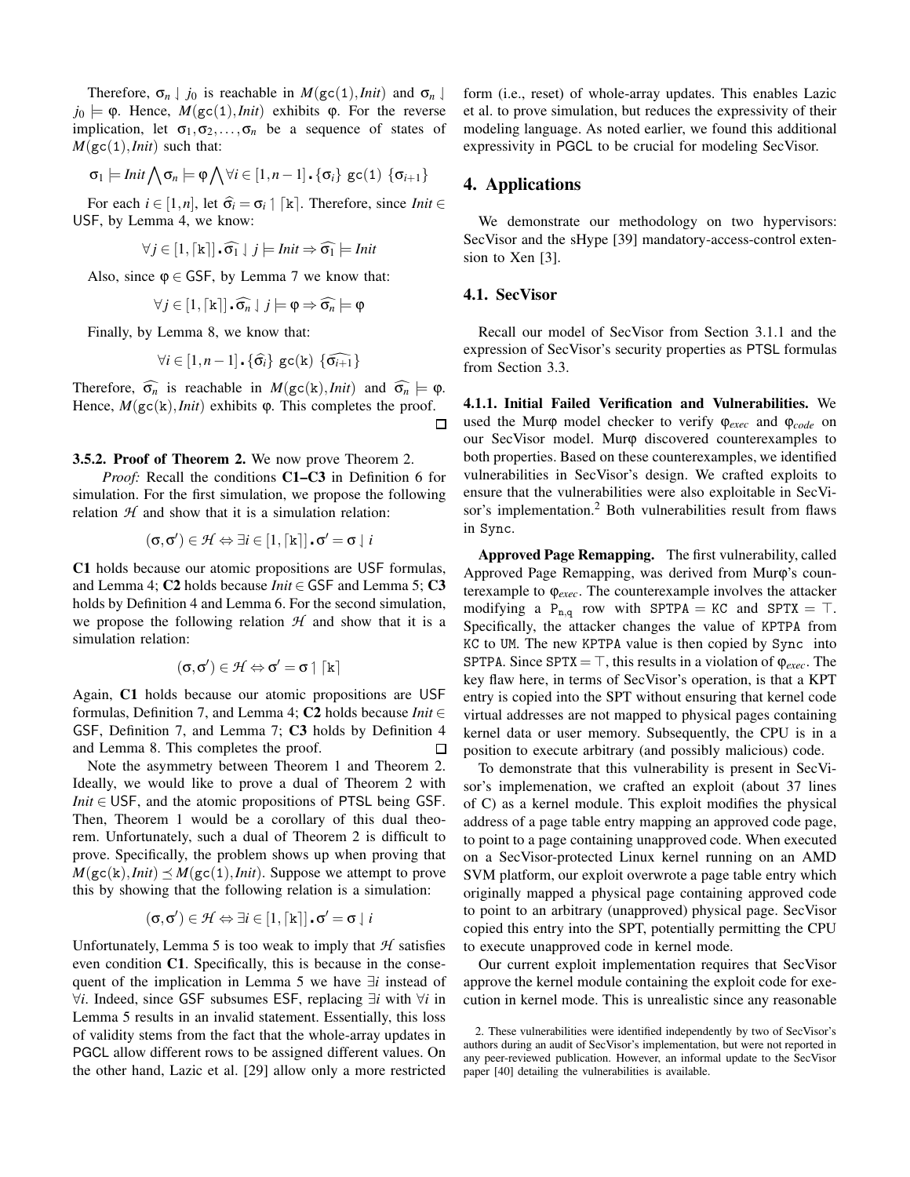Therefore, $\sigma_n \downharpoonright j_0$ is reachable in $M(\texttt{gc(1)}, Init)$ and $\sigma_n \downharpoonright j_0 \models \varphi$. Hence, $M(\texttt{gc(1)}, Init)$ exhibits $\varphi$. For the reverse implication, let $\sigma_1, \sigma_2, \ldots, \sigma_n$ be a sequence of states of $M(\texttt{gc(1)}, Init)$ such that:

$$\sigma_1 \models Init \bigwedge \sigma_n \models \varphi \bigwedge \forall i \in [1, n-1] \centerdot \{\sigma_i\} \ \texttt{gc(1)} \ \{\sigma_{i+1}\}$$

For each $i \in [1, n]$, let $\widehat{\sigma_i} = \sigma_i \upharpoonright \lceil \texttt{k} \rceil$. Therefore, since $Init \in$ USF, by Lemma 4, we know:

$$\forall j \in [1, \lceil \texttt{k} \rceil] \centerdot \widehat{\sigma_1} \downharpoonright j \models Init \Rightarrow \widehat{\sigma_1} \models Init$$

Also, since $\varphi \in$ GSF, by Lemma 7 we know that:

$$\forall j \in [1, \lceil \texttt{k} \rceil] \centerdot \widehat{\sigma_n} \downharpoonright j \models \varphi \Rightarrow \widehat{\sigma_n} \models \varphi$$

Finally, by Lemma 8, we know that:

$$\forall i \in [1, n-1] \centerdot \{\widehat{\sigma_i}\} \ \texttt{gc(k)} \ \{\widehat{\sigma_{i+1}}\}$$

Therefore, $\widehat{\sigma_n}$ is reachable in $M(\texttt{gc(k)}, Init)$ and $\widehat{\sigma_n} \models \varphi$. Hence, $M(\texttt{gc(k)}, Init)$ exhibits $\varphi$. This completes the proof. □

**3.5.2. Proof of Theorem 2.** We now prove Theorem 2.

*Proof:* Recall the conditions **C1–C3** in Definition 6 for simulation. For the first simulation, we propose the following relation $\mathcal{H}$ and show that it is a simulation relation:

$$(\sigma, \sigma') \in \mathcal{H} \Leftrightarrow \exists i \in [1, \lceil \texttt{k} \rceil] \centerdot \sigma' = \sigma \downharpoonright i$$

**C1** holds because our atomic propositions are USF formulas, and Lemma 4; **C2** holds because $Init \in$ GSF and Lemma 5; **C3** holds by Definition 4 and Lemma 6. For the second simulation, we propose the following relation $\mathcal{H}$ and show that it is a simulation relation:

$$(\sigma, \sigma') \in \mathcal{H} \Leftrightarrow \sigma' = \sigma \upharpoonright \lceil \texttt{k} \rceil$$

Again, **C1** holds because our atomic propositions are USF formulas, Definition 7, and Lemma 4; **C2** holds because $Init \in$ GSF, Definition 7, and Lemma 7; **C3** holds by Definition 4 and Lemma 8. This completes the proof. □

Note the asymmetry between Theorem 1 and Theorem 2. Ideally, we would like to prove a dual of Theorem 2 with $Init \in$ USF, and the atomic propositions of PTSL being GSF. Then, Theorem 1 would be a corollary of this dual theorem. Unfortunately, such a dual of Theorem 2 is difficult to prove. Specifically, the problem shows up when proving that $M(\texttt{gc(k)}, Init) \preceq M(\texttt{gc(1)}, Init)$. Suppose we attempt to prove this by showing that the following relation is a simulation:

$$(\sigma, \sigma') \in \mathcal{H} \Leftrightarrow \exists i \in [1, \lceil \texttt{k} \rceil] \centerdot \sigma' = \sigma \downharpoonright i$$

Unfortunately, Lemma 5 is too weak to imply that $\mathcal{H}$ satisfies even condition **C1**. Specifically, this is because in the consequent of the implication in Lemma 5 we have $\exists i$ instead of $\forall i$. Indeed, since GSF subsumes ESF, replacing $\exists i$ with $\forall i$ in Lemma 5 results in an invalid statement. Essentially, this loss of validity stems from the fact that the whole-array updates in PGCL allow different rows to be assigned different values. On the other hand, Lazic et al. [29] allow only a more restricted form (i.e., reset) of whole-array updates. This enables Lazic et al. to prove simulation, but reduces the expressivity of their modeling language. As noted earlier, we found this additional expressivity in PGCL to be crucial for modeling SecVisor.

## 4. Applications

We demonstrate our methodology on two hypervisors: SecVisor and the sHype [39] mandatory-access-control extension to Xen [3].

### 4.1. SecVisor

Recall our model of SecVisor from Section 3.1.1 and the expression of SecVisor's security properties as PTSL formulas from Section 3.3.

**4.1.1. Initial Failed Verification and Vulnerabilities.** We used the Murφ model checker to verify $\varphi_{exec}$ and $\varphi_{code}$ on our SecVisor model. Murφ discovered counterexamples to both properties. Based on these counterexamples, we identified vulnerabilities in SecVisor's design. We crafted exploits to ensure that the vulnerabilities were also exploitable in SecVisor's implementation.[2] Both vulnerabilities result from flaws in `Sync`.

**Approved Page Remapping.** The first vulnerability, called Approved Page Remapping, was derived from Murφ's counterexample to $\varphi_{exec}$. The counterexample involves the attacker modifying a $\texttt{P}_{\texttt{n,q}}$ row with $\texttt{SPTPA} = \texttt{KC}$ and $\texttt{SPTX} = \top$. Specifically, the attacker changes the value of `KPTPA` from `KC` to `UM`. The new `KPTPA` value is then copied by `Sync` into `SPTPA`. Since $\texttt{SPTX} = \top$, this results in a violation of $\varphi_{exec}$. The key flaw here, in terms of SecVisor's operation, is that a KPT entry is copied into the SPT without ensuring that kernel code virtual addresses are not mapped to physical pages containing kernel data or user memory. Subsequently, the CPU is in a position to execute arbitrary (and possibly malicious) code.

To demonstrate that this vulnerability is present in SecVisor's implemenation, we crafted an exploit (about 37 lines of C) as a kernel module. This exploit modifies the physical address of a page table entry mapping an approved code page, to point to a page containing unapproved code. When executed on a SecVisor-protected Linux kernel running on an AMD SVM platform, our exploit overwrote a page table entry which originally mapped a physical page containing approved code to point to an arbitrary (unapproved) physical page. SecVisor copied this entry into the SPT, potentially permitting the CPU to execute unapproved code in kernel mode.

Our current exploit implementation requires that SecVisor approve the kernel module containing the exploit code for execution in kernel mode. This is unrealistic since any reasonable

2. These vulnerabilities were identified independently by two of SecVisor's authors during an audit of SecVisor's implementation, but were not reported in any peer-reviewed publication. However, an informal update to the SecVisor paper [40] detailing the vulnerabilities is available.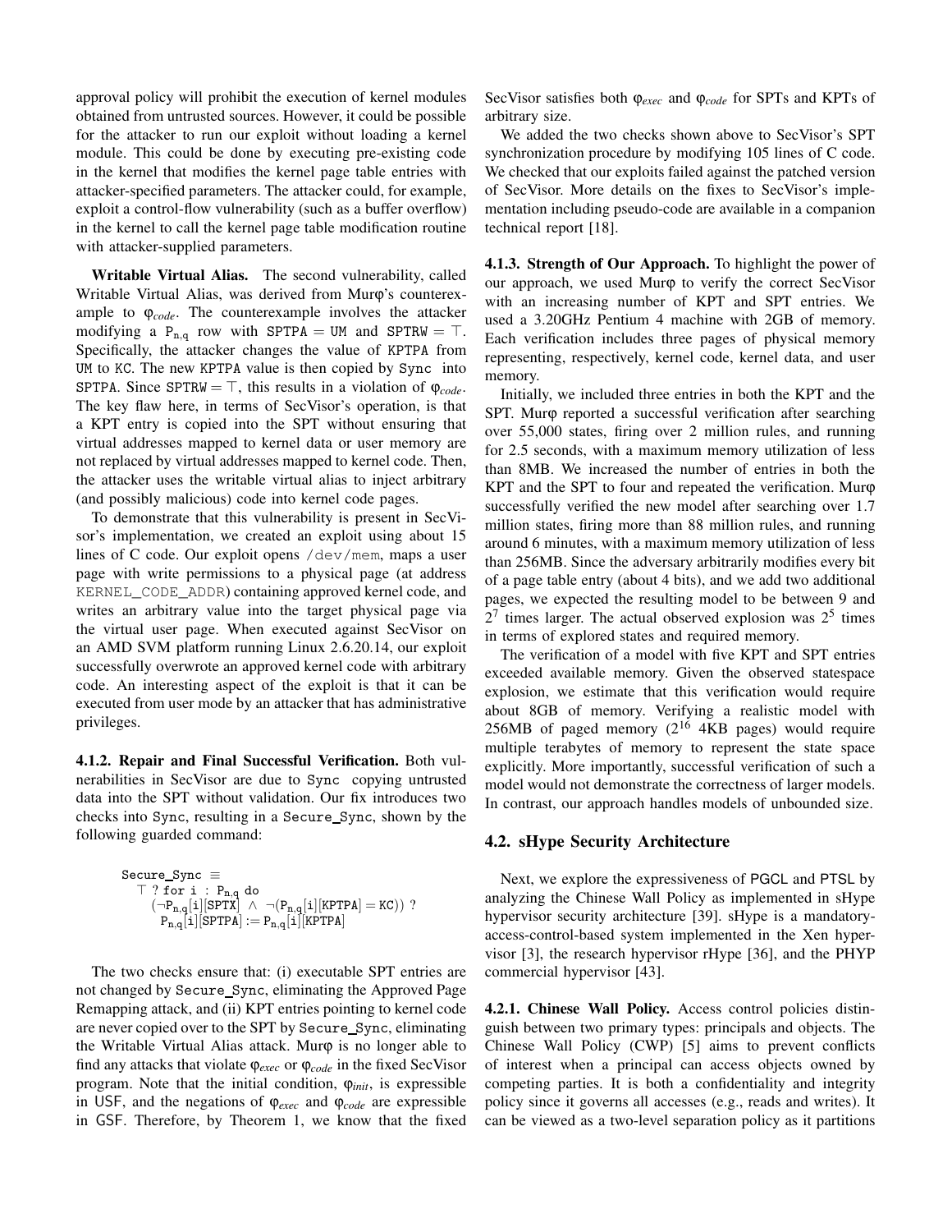approval policy will prohibit the execution of kernel modules obtained from untrusted sources. However, it could be possible for the attacker to run our exploit without loading a kernel module. This could be done by executing pre-existing code in the kernel that modifies the kernel page table entries with attacker-specified parameters. The attacker could, for example, exploit a control-flow vulnerability (such as a buffer overflow) in the kernel to call the kernel page table modification routine with attacker-supplied parameters.

**Writable Virtual Alias.** The second vulnerability, called Writable Virtual Alias, was derived from Murφ's counterexample to $\varphi_{code}$. The counterexample involves the attacker modifying a $\mathtt{P_{n,q}}$ row with $\mathtt{SPTPA} = \mathtt{UM}$ and $\mathtt{SPTRW} = \top$. Specifically, the attacker changes the value of KPTPA from UM to KC. The new KPTPA value is then copied by Sync into SPTPA. Since $\mathtt{SPTRW} = \top$, this results in a violation of $\varphi_{code}$. The key flaw here, in terms of SecVisor's operation, is that a KPT entry is copied into the SPT without ensuring that virtual addresses mapped to kernel data or user memory are not replaced by virtual addresses mapped to kernel code. Then, the attacker uses the writable virtual alias to inject arbitrary (and possibly malicious) code into kernel code pages.

To demonstrate that this vulnerability is present in SecVisor's implementation, we created an exploit using about 15 lines of C code. Our exploit opens /dev/mem, maps a user page with write permissions to a physical page (at address KERNEL_CODE_ADDR) containing approved kernel code, and writes an arbitrary value into the target physical page via the virtual user page. When executed against SecVisor on an AMD SVM platform running Linux 2.6.20.14, our exploit successfully overwrote an approved kernel code with arbitrary code. An interesting aspect of the exploit is that it can be executed from user mode by an attacker that has administrative privileges.

**4.1.2. Repair and Final Successful Verification.** Both vulnerabilities in SecVisor are due to Sync copying untrusted data into the SPT without validation. Our fix introduces two checks into Sync, resulting in a Secure_Sync, shown by the following guarded command:

$$
\begin{array}{l}
\mathtt{Secure\_Sync} \equiv \\
\quad \top \ ? \ \mathtt{for\ i : P_{n,q}\ do} \\
\quad\quad (\neg \mathtt{P_{n,q}[i][SPTX]} \ \wedge \ \neg(\mathtt{P_{n,q}[i][KPTPA] = KC})) \ ? \\
\quad\quad\quad \mathtt{P_{n,q}[i][SPTPA] := P_{n,q}[i][KPTPA]}
\end{array}
$$

The two checks ensure that: (i) executable SPT entries are not changed by Secure_Sync, eliminating the Approved Page Remapping attack, and (ii) KPT entries pointing to kernel code are never copied over to the SPT by Secure_Sync, eliminating the Writable Virtual Alias attack. Murφ is no longer able to find any attacks that violate $\varphi_{exec}$ or $\varphi_{code}$ in the fixed SecVisor program. Note that the initial condition, $\varphi_{init}$, is expressible in USF, and the negations of $\varphi_{exec}$ and $\varphi_{code}$ are expressible in GSF. Therefore, by Theorem 1, we know that the fixed SecVisor satisfies both $\varphi_{exec}$ and $\varphi_{code}$ for SPTs and KPTs of arbitrary size.

We added the two checks shown above to SecVisor's SPT synchronization procedure by modifying 105 lines of C code. We checked that our exploits failed against the patched version of SecVisor. More details on the fixes to SecVisor's implementation including pseudo-code are available in a companion technical report [18].

**4.1.3. Strength of Our Approach.** To highlight the power of our approach, we used Murφ to verify the correct SecVisor with an increasing number of KPT and SPT entries. We used a 3.20GHz Pentium 4 machine with 2GB of memory. Each verification includes three pages of physical memory representing, respectively, kernel code, kernel data, and user memory.

Initially, we included three entries in both the KPT and the SPT. Murφ reported a successful verification after searching over 55,000 states, firing over 2 million rules, and running for 2.5 seconds, with a maximum memory utilization of less than 8MB. We increased the number of entries in both the KPT and the SPT to four and repeated the verification. Murφ successfully verified the new model after searching over 1.7 million states, firing more than 88 million rules, and running around 6 minutes, with a maximum memory utilization of less than 256MB. Since the adversary arbitrarily modifies every bit of a page table entry (about 4 bits), and we add two additional pages, we expected the resulting model to be between 9 and $2^7$ times larger. The actual observed explosion was $2^5$ times in terms of explored states and required memory.

The verification of a model with five KPT and SPT entries exceeded available memory. Given the observed statespace explosion, we estimate that this verification would require about 8GB of memory. Verifying a realistic model with 256MB of paged memory ($2^{16}$ 4KB pages) would require multiple terabytes of memory to represent the state space explicitly. More importantly, successful verification of such a model would not demonstrate the correctness of larger models. In contrast, our approach handles models of unbounded size.

## 4.2. sHype Security Architecture

Next, we explore the expressiveness of PGCL and PTSL by analyzing the Chinese Wall Policy as implemented in sHype hypervisor security architecture [39]. sHype is a mandatory-access-control-based system implemented in the Xen hypervisor [3], the research hypervisor rHype [36], and the PHYP commercial hypervisor [43].

**4.2.1. Chinese Wall Policy.** Access control policies distinguish between two primary types: principals and objects. The Chinese Wall Policy (CWP) [5] aims to prevent conflicts of interest when a principal can access objects owned by competing parties. It is both a confidentiality and integrity policy since it governs all accesses (e.g., reads and writes). It can be viewed as a two-level separation policy as it partitions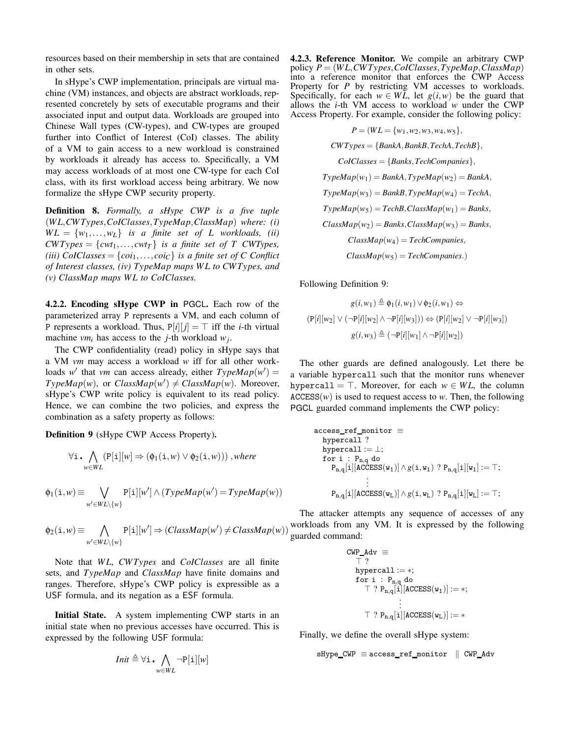resources based on their membership in sets that are contained in other sets.

In sHype's CWP implementation, principals are virtual machine (VM) instances, and objects are abstract workloads, represented concretely by sets of executable programs and their associated input and output data. Workloads are grouped into Chinese Wall types (CW-types), and CW-types are grouped further into Conflict of Interest (CoI) classes. The ability of a VM to gain access to a new workload is constrained by workloads it already has access to. Specifically, a VM may access workloads of at most one CW-type for each CoI class, with its first workload access being arbitrary. We now formalize the sHype CWP security property.

**Definition 8.** *Formally, a sHype CWP is a five tuple* $(WL, CWTypes, CoIClasses, TypeMap, ClassMap)$ *where: (i)* $WL = \{w_1, \ldots, w_L\}$ *is a finite set of L workloads, (ii)* $CWTypes = \{cwt_1, \ldots, cwt_T\}$ *is a finite set of T CWTypes, (iii)* $CoIClasses = \{coi_1, \ldots, coi_C\}$ *is a finite set of C Conflict of Interest classes, (iv) TypeMap maps WL to CWTypes, and (v) ClassMap maps WL to CoIClasses.*

**4.2.2. Encoding sHype CWP in PGCL.** Each row of the parameterized array P represents a VM, and each column of P represents a workload. Thus, $\mathtt{P}[i][j] = \top$ iff the $i$-th virtual machine $vm_i$ has access to the $j$-th workload $w_j$.

The CWP confidentiality (read) policy in sHype says that a VM $vm$ may access a workload $w$ iff for all other workloads $w'$ that $vm$ can access already, either $TypeMap(w') = TypeMap(w)$, or $ClassMap(w') \neq ClassMap(w)$. Moreover, sHype's CWP write policy is equivalent to its read policy. Hence, we can combine the two policies, and express the combination as a safety property as follows:

**Definition 9** (sHype CWP Access Property)**.**

$$\forall \mathtt{i}.\ \bigwedge_{w \in WL} (\mathtt{P}[\mathtt{i}][w] \Rightarrow (\phi_1(\mathtt{i}, w) \vee \phi_2(\mathtt{i}, w)))\ ,\textit{where}$$

$$\phi_1(\mathtt{i}, w) \equiv \bigvee_{w' \in WL \setminus \{w\}} \mathtt{P}[\mathtt{i}][w'] \wedge (TypeMap(w') = TypeMap(w))$$

$$\phi_2(\mathtt{i}, w) \equiv \bigwedge_{w' \in WL \setminus \{w\}} \mathtt{P}[\mathtt{i}][w'] \Rightarrow (ClassMap(w') \neq ClassMap(w))$$

Note that $WL$, $CWTypes$ and $CoIClasses$ are all finite sets, and $TypeMap$ and $ClassMap$ have finite domains and ranges. Therefore, sHype's CWP policy is expressible as a USF formula, and its negation as a ESF formula.

**Initial State.** A system implementing CWP starts in an initial state when no previous accesses have occurred. This is expressed by the following USF formula:

$$Init \triangleq \forall \mathtt{i}.\ \bigwedge_{w \in WL} \neg \mathtt{P}[\mathtt{i}][w]$$

**4.2.3. Reference Monitor.** We compile an arbitrary CWP policy $P = (WL, CWTypes, CoIClasses, TypeMap, ClassMap)$ into a reference monitor that enforces the CWP Access Property for $P$ by restricting VM accesses to workloads. Specifically, for each $w \in WL$, let $g(i, w)$ be the guard that allows the $i$-th VM access to workload $w$ under the CWP Access Property. For example, consider the following policy:

$$P = (WL = \{w_1, w_2, w_3, w_4, w_5\},$$
$$CWTypes = \{BankA, BankB, TechA, TechB\},$$
$$CoIClasses = \{Banks, TechCompanies\},$$
$$TypeMap(w_1) = BankA, TypeMap(w_2) = BankA,$$
$$TypeMap(w_3) = BankB, TypeMap(w_4) = TechA,$$
$$TypeMap(w_5) = TechB, ClassMap(w_1) = Banks,$$
$$ClassMap(w_2) = Banks, ClassMap(w_3) = Banks,$$
$$ClassMap(w_4) = TechCompanies,$$
$$ClassMap(w_5) = TechCompanies.)$$

Following Definition 9:

$$g(i, w_1) \triangleq \phi_1(i, w_1) \vee \phi_2(i, w_1) \Leftrightarrow$$
$$(\mathtt{P}[i][w_2] \vee (\neg \mathtt{P}[i][w_2] \wedge \neg \mathtt{P}[i][w_3])) \Leftrightarrow (\mathtt{P}[i][w_2] \vee \neg \mathtt{P}[i][w_3])$$
$$g(i, w_3) \triangleq (\neg \mathtt{P}[i][w_1] \wedge \neg \mathtt{P}[i][w_2])$$

The other guards are defined analogously. Let there be a variable hypercall such that the monitor runs whenever $\mathtt{hypercall} = \top$. Moreover, for each $w \in WL$, the column $\mathtt{ACCESS}(w)$ is used to request access to $w$. Then, the following PGCL guarded command implements the CWP policy:

```
access_ref_monitor ≡
  hypercall ?
  hypercall := ⊥;
  for i : P_{n,q} do
    P_{n,q}[i][ACCESS(w_1)] ∧ g(i, w_1) ? P_{n,q}[i][w_1] := ⊤;
        ⋮
    P_{n,q}[i][ACCESS(w_L)] ∧ g(i, w_L) ? P_{n,q}[i][w_L] := ⊤;
```

The attacker attempts any sequence of accesses of any workloads from any VM. It is expressed by the following guarded command:

```
CWP_Adv ≡
  ⊤ ?
  hypercall := ∗;
  for i : P_{n,q} do
    ⊤ ? P_{n,q}[i][ACCESS(w_1)] := ∗;
        ⋮
    ⊤ ? P_{n,q}[i][ACCESS(w_L)] := ∗
```

Finally, we define the overall sHype system:

```
sHype_CWP ≡ access_ref_monitor  ∥ CWP_Adv
```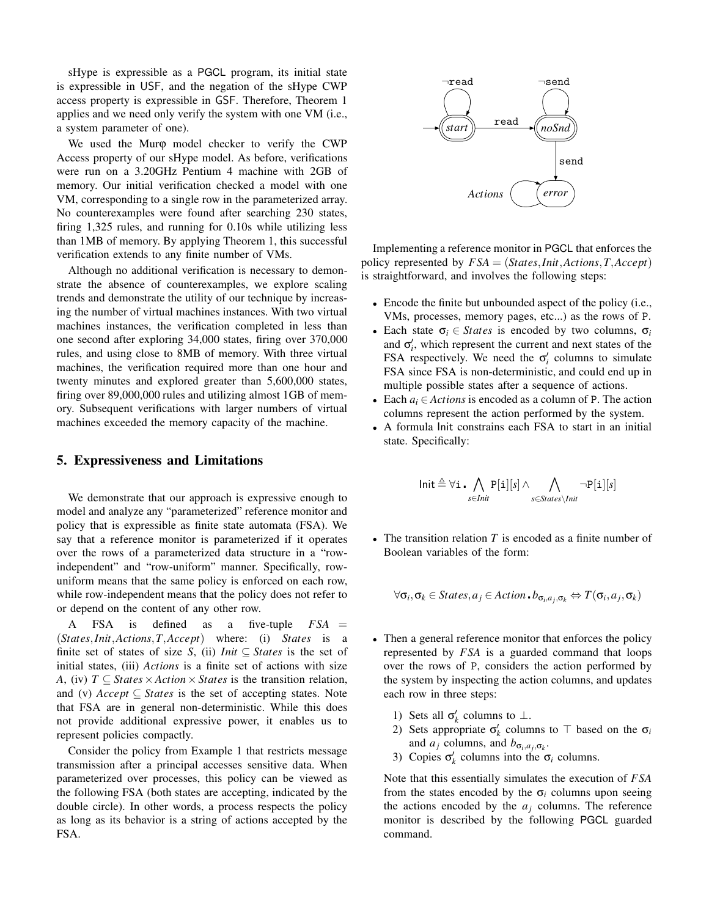sHype is expressible as a PGCL program, its initial state is expressible in USF, and the negation of the sHype CWP access property is expressible in GSF. Therefore, Theorem 1 applies and we need only verify the system with one VM (i.e., a system parameter of one).

We used the Murφ model checker to verify the CWP Access property of our sHype model. As before, verifications were run on a 3.20GHz Pentium 4 machine with 2GB of memory. Our initial verification checked a model with one VM, corresponding to a single row in the parameterized array. No counterexamples were found after searching 230 states, firing 1,325 rules, and running for 0.10s while utilizing less than 1MB of memory. By applying Theorem 1, this successful verification extends to any finite number of VMs.

Although no additional verification is necessary to demonstrate the absence of counterexamples, we explore scaling trends and demonstrate the utility of our technique by increasing the number of virtual machines instances. With two virtual machines instances, the verification completed in less than one second after exploring 34,000 states, firing over 370,000 rules, and using close to 8MB of memory. With three virtual machines, the verification required more than one hour and twenty minutes and explored greater than 5,600,000 states, firing over 89,000,000 rules and utilizing almost 1GB of memory. Subsequent verifications with larger numbers of virtual machines exceeded the memory capacity of the machine.

## 5. Expressiveness and Limitations

We demonstrate that our approach is expressive enough to model and analyze any "parameterized" reference monitor and policy that is expressible as finite state automata (FSA). We say that a reference monitor is parameterized if it operates over the rows of a parameterized data structure in a "row-independent" and "row-uniform" manner. Specifically, row-uniform means that the same policy is enforced on each row, while row-independent means that the policy does not refer to or depend on the content of any other row.

A FSA is defined as a five-tuple $FSA = (States, Init, Actions, T, Accept)$ where: (i) $States$ is a finite set of states of size $S$, (ii) $Init \subseteq States$ is the set of initial states, (iii) $Actions$ is a finite set of actions with size $A$, (iv) $T \subseteq States \times Action \times States$ is the transition relation, and (v) $Accept \subseteq States$ is the set of accepting states. Note that FSA are in general non-deterministic. While this does not provide additional expressive power, it enables us to represent policies compactly.

Consider the policy from Example 1 that restricts message transmission after a principal accesses sensitive data. When parameterized over processes, this policy can be viewed as the following FSA (both states are accepting, indicated by the double circle). In other words, a process respects the policy as long as its behavior is a string of actions accepted by the FSA.

Implementing a reference monitor in PGCL that enforces the policy represented by $FSA = (States, Init, Actions, T, Accept)$ is straightforward, and involves the following steps:

- Encode the finite but unbounded aspect of the policy (i.e., VMs, processes, memory pages, etc...) as the rows of P.
- Each state $\sigma_i \in States$ is encoded by two columns, $\sigma_i$ and $\sigma_i'$, which represent the current and next states of the FSA respectively. We need the $\sigma_i'$ columns to simulate FSA since FSA is non-deterministic, and could end up in multiple possible states after a sequence of actions.
- Each $a_i \in Actions$ is encoded as a column of P. The action columns represent the action performed by the system.
- A formula Init constrains each FSA to start in an initial state. Specifically:

$$\mathsf{Init} \triangleq \forall \mathtt{i}.\ \bigwedge_{s \in Init} \mathtt{P[i]}[s] \wedge \bigwedge_{s \in States \setminus Init} \neg \mathtt{P[i]}[s]$$

- The transition relation $T$ is encoded as a finite number of Boolean variables of the form:

$$\forall \sigma_i, \sigma_k \in States, a_j \in Action.\ b_{\sigma_i, a_j, \sigma_k} \Leftrightarrow T(\sigma_i, a_j, \sigma_k)$$

- Then a general reference monitor that enforces the policy represented by $FSA$ is a guarded command that loops over the rows of P, considers the action performed by the system by inspecting the action columns, and updates each row in three steps:
  1) Sets all $\sigma_k'$ columns to $\perp$.
  2) Sets appropriate $\sigma_k'$ columns to $\top$ based on the $\sigma_i$ and $a_j$ columns, and $b_{\sigma_i, a_j, \sigma_k}$.
  3) Copies $\sigma_k'$ columns into the $\sigma_i$ columns.

Note that this essentially simulates the execution of $FSA$ from the states encoded by the $\sigma_i$ columns upon seeing the actions encoded by the $a_j$ columns. The reference monitor is described by the following PGCL guarded command.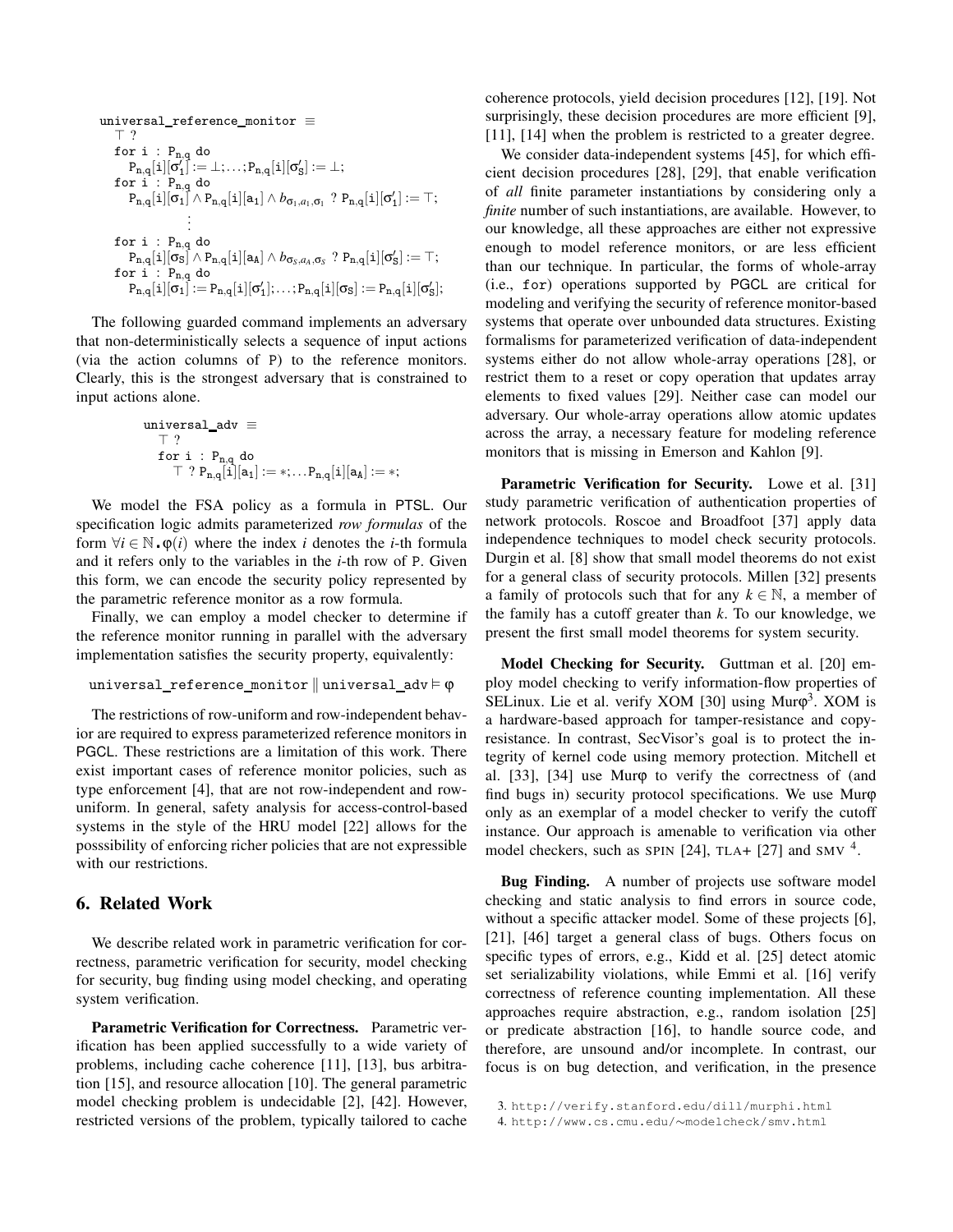```
universal_reference_monitor ≡
  ⊤ ?
  for i : P_{n,q} do
    P_{n,q}[i][σ'_1] := ⊥;...;P_{n,q}[i][σ'_S] := ⊥;
  for i : P_{n,q} do
    P_{n,q}[i][σ_1] ∧ P_{n,q}[i][a_1] ∧ b_{σ_1,a_1,σ_1} ? P_{n,q}[i][σ'_1] := ⊤;
              ⋮
  for i : P_{n,q} do
    P_{n,q}[i][σ_S] ∧ P_{n,q}[i][a_A] ∧ b_{σ_S,a_A,σ_S} ? P_{n,q}[i][σ'_S] := ⊤;
  for i : P_{n,q} do
    P_{n,q}[i][σ_1] := P_{n,q}[i][σ'_1];...;P_{n,q}[i][σ_S] := P_{n,q}[i][σ'_S];
```

The following guarded command implements an adversary that non-deterministically selects a sequence of input actions (via the action columns of P) to the reference monitors. Clearly, this is the strongest adversary that is constrained to input actions alone.

```
universal_adv ≡
  ⊤ ?
  for i : P_{n,q} do
    ⊤ ? P_{n,q}[i][a_1] := ∗;...P_{n,q}[i][a_A] := ∗;
```

We model the FSA policy as a formula in PTSL. Our specification logic admits parameterized *row formulas* of the form $\forall i \in \mathbb{N} . \varphi(i)$ where the index $i$ denotes the $i$-th formula and it refers only to the variables in the $i$-th row of P. Given this form, we can encode the security policy represented by the parametric reference monitor as a row formula.

Finally, we can employ a model checker to determine if the reference monitor running in parallel with the adversary implementation satisfies the security property, equivalently:

$$\texttt{universal\_reference\_monitor} \parallel \texttt{universal\_adv} \models \varphi$$

The restrictions of row-uniform and row-independent behavior are required to express parameterized reference monitors in PGCL. These restrictions are a limitation of this work. There exist important cases of reference monitor policies, such as type enforcement [4], that are not row-independent and row-uniform. In general, safety analysis for access-control-based systems in the style of the HRU model [22] allows for the posssibility of enforcing richer policies that are not expressible with our restrictions.

## 6. Related Work

We describe related work in parametric verification for correctness, parametric verification for security, model checking for security, bug finding using model checking, and operating system verification.

**Parametric Verification for Correctness.** Parametric verification has been applied successfully to a wide variety of problems, including cache coherence [11], [13], bus arbitration [15], and resource allocation [10]. The general parametric model checking problem is undecidable [2], [42]. However, restricted versions of the problem, typically tailored to cache coherence protocols, yield decision procedures [12], [19]. Not surprisingly, these decision procedures are more efficient [9], [11], [14] when the problem is restricted to a greater degree.

We consider data-independent systems [45], for which efficient decision procedures [28], [29], that enable verification of *all* finite parameter instantiations by considering only a *finite* number of such instantiations, are available. However, to our knowledge, all these approaches are either not expressive enough to model reference monitors, or are less efficient than our technique. In particular, the forms of whole-array (i.e., for) operations supported by PGCL are critical for modeling and verifying the security of reference monitor-based systems that operate over unbounded data structures. Existing formalisms for parameterized verification of data-independent systems either do not allow whole-array operations [28], or restrict them to a reset or copy operation that updates array elements to fixed values [29]. Neither case can model our adversary. Our whole-array operations allow atomic updates across the array, a necessary feature for modeling reference monitors that is missing in Emerson and Kahlon [9].

**Parametric Verification for Security.** Lowe et al. [31] study parametric verification of authentication properties of network protocols. Roscoe and Broadfoot [37] apply data independence techniques to model check security protocols. Durgin et al. [8] show that small model theorems do not exist for a general class of security protocols. Millen [32] presents a family of protocols such that for any $k \in \mathbb{N}$, a member of the family has a cutoff greater than $k$. To our knowledge, we present the first small model theorems for system security.

**Model Checking for Security.** Guttman et al. [20] employ model checking to verify information-flow properties of SELinux. Lie et al. verify XOM [30] using Murφ[3]. XOM is a hardware-based approach for tamper-resistance and copy-resistance. In contrast, SecVisor's goal is to protect the integrity of kernel code using memory protection. Mitchell et al. [33], [34] use Murφ to verify the correctness of (and find bugs in) security protocol specifications. We use Murφ only as an exemplar of a model checker to verify the cutoff instance. Our approach is amenable to verification via other model checkers, such as SPIN [24], TLA+ [27] and SMV [4].

**Bug Finding.** A number of projects use software model checking and static analysis to find errors in source code, without a specific attacker model. Some of these projects [6], [21], [46] target a general class of bugs. Others focus on specific types of errors, e.g., Kidd et al. [25] detect atomic set serializability violations, while Emmi et al. [16] verify correctness of reference counting implementation. All these approaches require abstraction, e.g., random isolation [25] or predicate abstraction [16], to handle source code, and therefore, are unsound and/or incomplete. In contrast, our focus is on bug detection, and verification, in the presence

3. http://verify.stanford.edu/dill/murphi.html
4. http://www.cs.cmu.edu/∼modelcheck/smv.html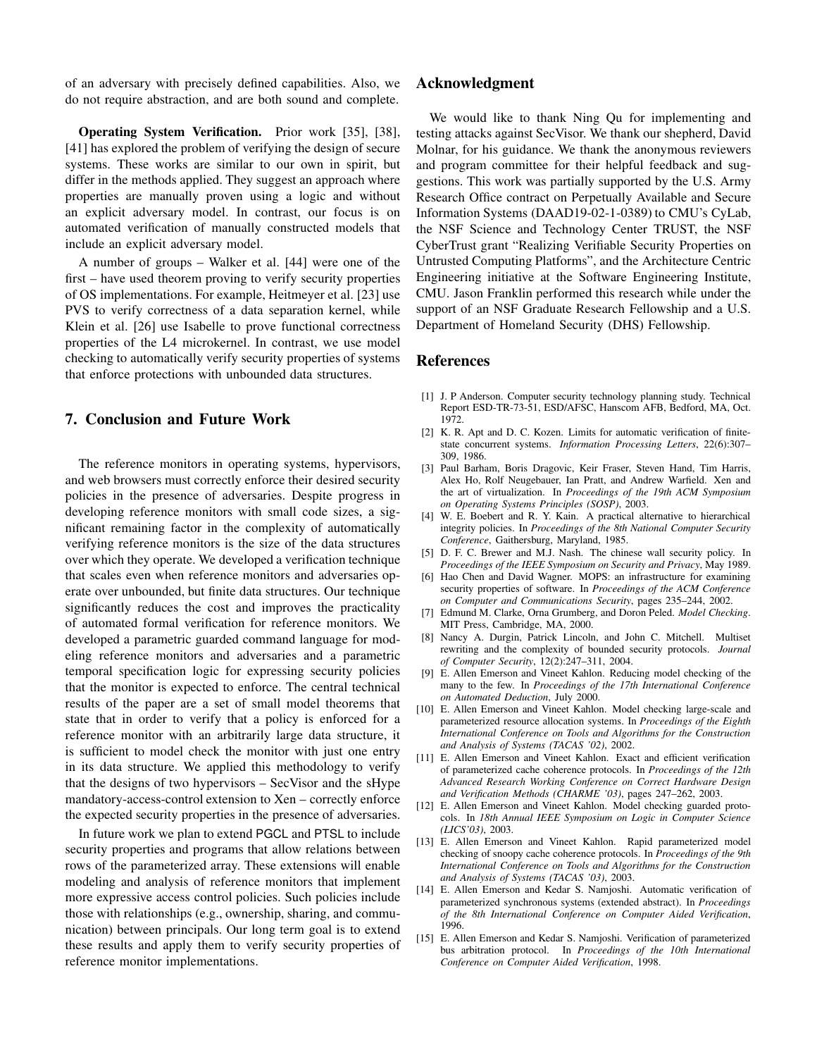of an adversary with precisely defined capabilities. Also, we do not require abstraction, and are both sound and complete.

**Operating System Verification.** Prior work [35], [38], [41] has explored the problem of verifying the design of secure systems. These works are similar to our own in spirit, but differ in the methods applied. They suggest an approach where properties are manually proven using a logic and without an explicit adversary model. In contrast, our focus is on automated verification of manually constructed models that include an explicit adversary model.

A number of groups – Walker et al. [44] were one of the first – have used theorem proving to verify security properties of OS implementations. For example, Heitmeyer et al. [23] use PVS to verify correctness of a data separation kernel, while Klein et al. [26] use Isabelle to prove functional correctness properties of the L4 microkernel. In contrast, we use model checking to automatically verify security properties of systems that enforce protections with unbounded data structures.

## 7. Conclusion and Future Work

The reference monitors in operating systems, hypervisors, and web browsers must correctly enforce their desired security policies in the presence of adversaries. Despite progress in developing reference monitors with small code sizes, a significant remaining factor in the complexity of automatically verifying reference monitors is the size of the data structures over which they operate. We developed a verification technique that scales even when reference monitors and adversaries operate over unbounded, but finite data structures. Our technique significantly reduces the cost and improves the practicality of automated formal verification for reference monitors. We developed a parametric guarded command language for modeling reference monitors and adversaries and a parametric temporal specification logic for expressing security policies that the monitor is expected to enforce. The central technical results of the paper are a set of small model theorems that state that in order to verify that a policy is enforced for a reference monitor with an arbitrarily large data structure, it is sufficient to model check the monitor with just one entry in its data structure. We applied this methodology to verify that the designs of two hypervisors – SecVisor and the sHype mandatory-access-control extension to Xen – correctly enforce the expected security properties in the presence of adversaries.

In future work we plan to extend PGCL and PTSL to include security properties and programs that allow relations between rows of the parameterized array. These extensions will enable modeling and analysis of reference monitors that implement more expressive access control policies. Such policies include those with relationships (e.g., ownership, sharing, and communication) between principals. Our long term goal is to extend these results and apply them to verify security properties of reference monitor implementations.

## Acknowledgment

We would like to thank Ning Qu for implementing and testing attacks against SecVisor. We thank our shepherd, David Molnar, for his guidance. We thank the anonymous reviewers and program committee for their helpful feedback and suggestions. This work was partially supported by the U.S. Army Research Office contract on Perpetually Available and Secure Information Systems (DAAD19-02-1-0389) to CMU's CyLab, the NSF Science and Technology Center TRUST, the NSF CyberTrust grant "Realizing Verifiable Security Properties on Untrusted Computing Platforms", and the Architecture Centric Engineering initiative at the Software Engineering Institute, CMU. Jason Franklin performed this research while under the support of an NSF Graduate Research Fellowship and a U.S. Department of Homeland Security (DHS) Fellowship.

## References

[1] J. P Anderson. Computer security technology planning study. Technical Report ESD-TR-73-51, ESD/AFSC, Hanscom AFB, Bedford, MA, Oct. 1972.

[2] K. R. Apt and D. C. Kozen. Limits for automatic verification of finite-state concurrent systems. *Information Processing Letters*, 22(6):307–309, 1986.

[3] Paul Barham, Boris Dragovic, Keir Fraser, Steven Hand, Tim Harris, Alex Ho, Rolf Neugebauer, Ian Pratt, and Andrew Warfield. Xen and the art of virtualization. In *Proceedings of the 19th ACM Symposium on Operating Systems Principles (SOSP)*, 2003.

[4] W. E. Boebert and R. Y. Kain. A practical alternative to hierarchical integrity policies. In *Proceedings of the 8th National Computer Security Conference*, Gaithersburg, Maryland, 1985.

[5] D. F. C. Brewer and M.J. Nash. The chinese wall security policy. In *Proceedings of the IEEE Symposium on Security and Privacy*, May 1989.

[6] Hao Chen and David Wagner. MOPS: an infrastructure for examining security properties of software. In *Proceedings of the ACM Conference on Computer and Communications Security*, pages 235–244, 2002.

[7] Edmund M. Clarke, Orna Grumberg, and Doron Peled. *Model Checking*. MIT Press, Cambridge, MA, 2000.

[8] Nancy A. Durgin, Patrick Lincoln, and John C. Mitchell. Multiset rewriting and the complexity of bounded security protocols. *Journal of Computer Security*, 12(2):247–311, 2004.

[9] E. Allen Emerson and Vineet Kahlon. Reducing model checking of the many to the few. In *Proceedings of the 17th International Conference on Automated Deduction*, July 2000.

[10] E. Allen Emerson and Vineet Kahlon. Model checking large-scale and parameterized resource allocation systems. In *Proceedings of the Eighth International Conference on Tools and Algorithms for the Construction and Analysis of Systems (TACAS '02)*, 2002.

[11] E. Allen Emerson and Vineet Kahlon. Exact and efficient verification of parameterized cache coherence protocols. In *Proceedings of the 12th Advanced Research Working Conference on Correct Hardware Design and Verification Methods (CHARME '03)*, pages 247–262, 2003.

[12] E. Allen Emerson and Vineet Kahlon. Model checking guarded protocols. In *18th Annual IEEE Symposium on Logic in Computer Science (LICS'03)*, 2003.

[13] E. Allen Emerson and Vineet Kahlon. Rapid parameterized model checking of snoopy cache coherence protocols. In *Proceedings of the 9th International Conference on Tools and Algorithms for the Construction and Analysis of Systems (TACAS '03)*, 2003.

[14] E. Allen Emerson and Kedar S. Namjoshi. Automatic verification of parameterized synchronous systems (extended abstract). In *Proceedings of the 8th International Conference on Computer Aided Verification*, 1996.

[15] E. Allen Emerson and Kedar S. Namjoshi. Verification of parameterized bus arbitration protocol. In *Proceedings of the 10th International Conference on Computer Aided Verification*, 1998.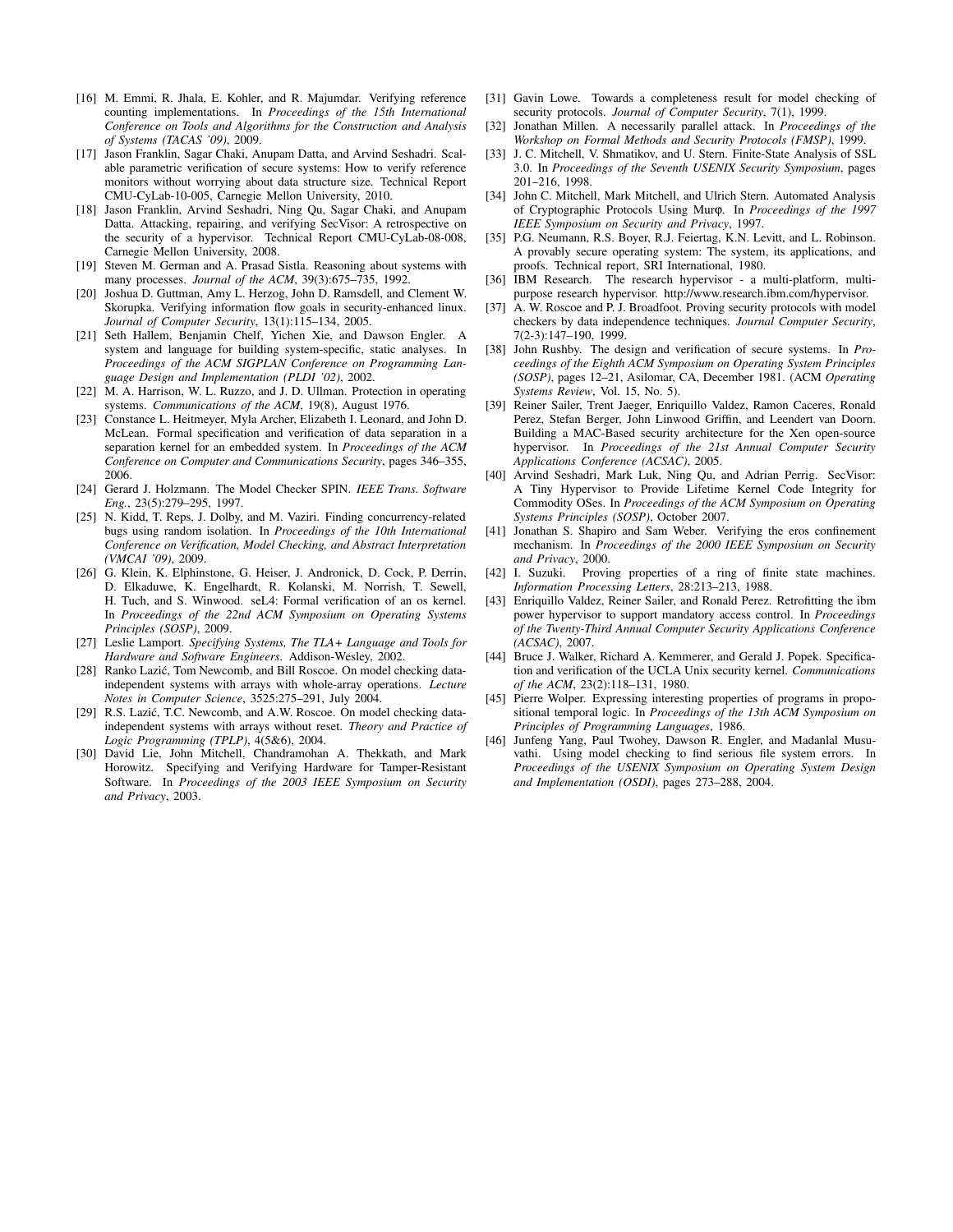[16] M. Emmi, R. Jhala, E. Kohler, and R. Majumdar. Verifying reference counting implementations. In *Proceedings of the 15th International Conference on Tools and Algorithms for the Construction and Analysis of Systems (TACAS '09)*, 2009.

[17] Jason Franklin, Sagar Chaki, Anupam Datta, and Arvind Seshadri. Scalable parametric verification of secure systems: How to verify reference monitors without worrying about data structure size. Technical Report CMU-CyLab-10-005, Carnegie Mellon University, 2010.

[18] Jason Franklin, Arvind Seshadri, Ning Qu, Sagar Chaki, and Anupam Datta. Attacking, repairing, and verifying SecVisor: A retrospective on the security of a hypervisor. Technical Report CMU-CyLab-08-008, Carnegie Mellon University, 2008.

[19] Steven M. German and A. Prasad Sistla. Reasoning about systems with many processes. *Journal of the ACM*, 39(3):675–735, 1992.

[20] Joshua D. Guttman, Amy L. Herzog, John D. Ramsdell, and Clement W. Skorupka. Verifying information flow goals in security-enhanced linux. *Journal of Computer Security*, 13(1):115–134, 2005.

[21] Seth Hallem, Benjamin Chelf, Yichen Xie, and Dawson Engler. A system and language for building system-specific, static analyses. In *Proceedings of the ACM SIGPLAN Conference on Programming Language Design and Implementation (PLDI '02)*, 2002.

[22] M. A. Harrison, W. L. Ruzzo, and J. D. Ullman. Protection in operating systems. *Communications of the ACM*, 19(8), August 1976.

[23] Constance L. Heitmeyer, Myla Archer, Elizabeth I. Leonard, and John D. McLean. Formal specification and verification of data separation in a separation kernel for an embedded system. In *Proceedings of the ACM Conference on Computer and Communications Security*, pages 346–355, 2006.

[24] Gerard J. Holzmann. The Model Checker SPIN. *IEEE Trans. Software Eng.*, 23(5):279–295, 1997.

[25] N. Kidd, T. Reps, J. Dolby, and M. Vaziri. Finding concurrency-related bugs using random isolation. In *Proceedings of the 10th International Conference on Verification, Model Checking, and Abstract Interpretation (VMCAI '09)*, 2009.

[26] G. Klein, K. Elphinstone, G. Heiser, J. Andronick, D. Cock, P. Derrin, D. Elkaduwe, K. Engelhardt, R. Kolanski, M. Norrish, T. Sewell, H. Tuch, and S. Winwood. seL4: Formal verification of an os kernel. In *Proceedings of the 22nd ACM Symposium on Operating Systems Principles (SOSP)*, 2009.

[27] Leslie Lamport. *Specifying Systems, The TLA+ Language and Tools for Hardware and Software Engineers.* Addison-Wesley, 2002.

[28] Ranko Lazić, Tom Newcomb, and Bill Roscoe. On model checking data-independent systems with arrays with whole-array operations. *Lecture Notes in Computer Science*, 3525:275–291, July 2004.

[29] R.S. Lazić, T.C. Newcomb, and A.W. Roscoe. On model checking data-independent systems with arrays without reset. *Theory and Practice of Logic Programming (TPLP)*, 4(5&6), 2004.

[30] David Lie, John Mitchell, Chandramohan A. Thekkath, and Mark Horowitz. Specifying and Verifying Hardware for Tamper-Resistant Software. In *Proceedings of the 2003 IEEE Symposium on Security and Privacy*, 2003.

[31] Gavin Lowe. Towards a completeness result for model checking of security protocols. *Journal of Computer Security*, 7(1), 1999.

[32] Jonathan Millen. A necessarily parallel attack. In *Proceedings of the Workshop on Formal Methods and Security Protocols (FMSP)*, 1999.

[33] J. C. Mitchell, V. Shmatikov, and U. Stern. Finite-State Analysis of SSL 3.0. In *Proceedings of the Seventh USENIX Security Symposium*, pages 201–216, 1998.

[34] John C. Mitchell, Mark Mitchell, and Ulrich Stern. Automated Analysis of Cryptographic Protocols Using Murφ. In *Proceedings of the 1997 IEEE Symposium on Security and Privacy*, 1997.

[35] P.G. Neumann, R.S. Boyer, R.J. Feiertag, K.N. Levitt, and L. Robinson. A provably secure operating system: The system, its applications, and proofs. Technical report, SRI International, 1980.

[36] IBM Research. The research hypervisor - a multi-platform, multi-purpose research hypervisor. http://www.research.ibm.com/hypervisor.

[37] A. W. Roscoe and P. J. Broadfoot. Proving security protocols with model checkers by data independence techniques. *Journal Computer Security*, 7(2-3):147–190, 1999.

[38] John Rushby. The design and verification of secure systems. In *Proceedings of the Eighth ACM Symposium on Operating System Principles (SOSP)*, pages 12–21, Asilomar, CA, December 1981. (ACM *Operating Systems Review*, Vol. 15, No. 5).

[39] Reiner Sailer, Trent Jaeger, Enriquillo Valdez, Ramon Caceres, Ronald Perez, Stefan Berger, John Linwood Griffin, and Leendert van Doorn. Building a MAC-Based security architecture for the Xen open-source hypervisor. In *Proceedings of the 21st Annual Computer Security Applications Conference (ACSAC)*, 2005.

[40] Arvind Seshadri, Mark Luk, Ning Qu, and Adrian Perrig. SecVisor: A Tiny Hypervisor to Provide Lifetime Kernel Code Integrity for Commodity OSes. In *Proceedings of the ACM Symposium on Operating Systems Principles (SOSP)*, October 2007.

[41] Jonathan S. Shapiro and Sam Weber. Verifying the eros confinement mechanism. In *Proceedings of the 2000 IEEE Symposium on Security and Privacy*, 2000.

[42] I. Suzuki. Proving properties of a ring of finite state machines. *Information Processing Letters*, 28:213–213, 1988.

[43] Enriquillo Valdez, Reiner Sailer, and Ronald Perez. Retrofitting the ibm power hypervisor to support mandatory access control. In *Proceedings of the Twenty-Third Annual Computer Security Applications Conference (ACSAC)*, 2007.

[44] Bruce J. Walker, Richard A. Kemmerer, and Gerald J. Popek. Specification and verification of the UCLA Unix security kernel. *Communications of the ACM*, 23(2):118–131, 1980.

[45] Pierre Wolper. Expressing interesting properties of programs in propositional temporal logic. In *Proceedings of the 13th ACM Symposium on Principles of Programming Languages*, 1986.

[46] Junfeng Yang, Paul Twohey, Dawson R. Engler, and Madanlal Musuvathi. Using model checking to find serious file system errors. In *Proceedings of the USENIX Symposium on Operating System Design and Implementation (OSDI)*, pages 273–288, 2004.